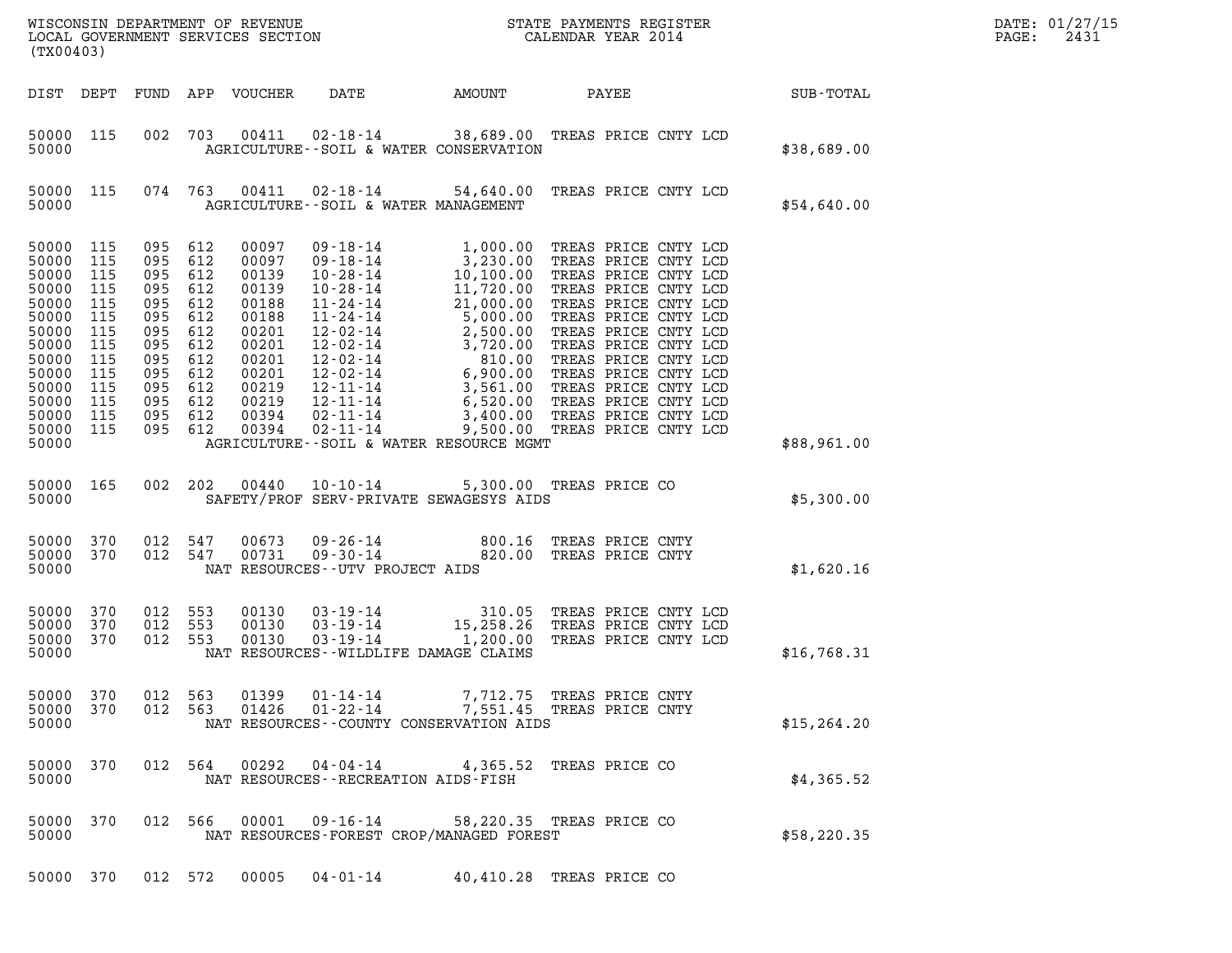WISCONSIN DEPARTMENT OF REVENUE
LOCAL GOVERNMENT SERVICES SECTION
(TX00403)

STATE PAYMENTS REGISTER
CALENDAR YEAR 2014

DATE: 01/27/15
PAGE: 2431

| DIST | DEPT | FUND | APP | VOUCHER | DATE | AMOUNT | PAYEE | SUB-TOTAL |
|---|---|---|---|---|---|---|---|---|
| 50000 | 115 | 002 | 703 | 00411 | 02-18-14 | 38,689.00 | TREAS PRICE CNTY LCD | |
| 50000 | | | | | AGRICULTURE--SOIL & WATER CONSERVATION | | | $38,689.00 |
| 50000 | 115 | 074 | 763 | 00411 | 02-18-14 | 54,640.00 | TREAS PRICE CNTY LCD | |
| 50000 | | | | | AGRICULTURE--SOIL & WATER MANAGEMENT | | | $54,640.00 |
| 50000 | 115 | 095 | 612 | 00097 | 09-18-14 | 1,000.00 | TREAS PRICE CNTY LCD | |
| 50000 | 115 | 095 | 612 | 00097 | 09-18-14 | 3,230.00 | TREAS PRICE CNTY LCD | |
| 50000 | 115 | 095 | 612 | 00139 | 10-28-14 | 10,100.00 | TREAS PRICE CNTY LCD | |
| 50000 | 115 | 095 | 612 | 00139 | 10-28-14 | 11,720.00 | TREAS PRICE CNTY LCD | |
| 50000 | 115 | 095 | 612 | 00188 | 11-24-14 | 21,000.00 | TREAS PRICE CNTY LCD | |
| 50000 | 115 | 095 | 612 | 00188 | 11-24-14 | 5,000.00 | TREAS PRICE CNTY LCD | |
| 50000 | 115 | 095 | 612 | 00201 | 12-02-14 | 2,500.00 | TREAS PRICE CNTY LCD | |
| 50000 | 115 | 095 | 612 | 00201 | 12-02-14 | 3,720.00 | TREAS PRICE CNTY LCD | |
| 50000 | 115 | 095 | 612 | 00201 | 12-02-14 | 810.00 | TREAS PRICE CNTY LCD | |
| 50000 | 115 | 095 | 612 | 00201 | 12-02-14 | 6,900.00 | TREAS PRICE CNTY LCD | |
| 50000 | 115 | 095 | 612 | 00219 | 12-11-14 | 3,561.00 | TREAS PRICE CNTY LCD | |
| 50000 | 115 | 095 | 612 | 00219 | 12-11-14 | 6,520.00 | TREAS PRICE CNTY LCD | |
| 50000 | 115 | 095 | 612 | 00394 | 02-11-14 | 3,400.00 | TREAS PRICE CNTY LCD | |
| 50000 | 115 | 095 | 612 | 00394 | 02-11-14 | 9,500.00 | TREAS PRICE CNTY LCD | |
| 50000 | | | | | AGRICULTURE--SOIL & WATER RESOURCE MGMT | | | $88,961.00 |
| 50000 | 165 | 002 | 202 | 00440 | 10-10-14 | 5,300.00 | TREAS PRICE CO | |
| 50000 | | | | | SAFETY/PROF SERV-PRIVATE SEWAGESYS AIDS | | | $5,300.00 |
| 50000 | 370 | 012 | 547 | 00673 | 09-26-14 | 800.16 | TREAS PRICE CNTY | |
| 50000 | 370 | 012 | 547 | 00731 | 09-30-14 | 820.00 | TREAS PRICE CNTY | |
| 50000 | | | | | NAT RESOURCES--UTV PROJECT AIDS | | | $1,620.16 |
| 50000 | 370 | 012 | 553 | 00130 | 03-19-14 | 310.05 | TREAS PRICE CNTY LCD | |
| 50000 | 370 | 012 | 553 | 00130 | 03-19-14 | 15,258.26 | TREAS PRICE CNTY LCD | |
| 50000 | 370 | 012 | 553 | 00130 | 03-19-14 | 1,200.00 | TREAS PRICE CNTY LCD | |
| 50000 | | | | | NAT RESOURCES--WILDLIFE DAMAGE CLAIMS | | | $16,768.31 |
| 50000 | 370 | 012 | 563 | 01399 | 01-14-14 | 7,712.75 | TREAS PRICE CNTY | |
| 50000 | 370 | 012 | 563 | 01426 | 01-22-14 | 7,551.45 | TREAS PRICE CNTY | |
| 50000 | | | | | NAT RESOURCES--COUNTY CONSERVATION AIDS | | | $15,264.20 |
| 50000 | 370 | 012 | 564 | 00292 | 04-04-14 | 4,365.52 | TREAS PRICE CO | |
| 50000 | | | | | NAT RESOURCES--RECREATION AIDS-FISH | | | $4,365.52 |
| 50000 | 370 | 012 | 566 | 00001 | 09-16-14 | 58,220.35 | TREAS PRICE CO | |
| 50000 | | | | | NAT RESOURCES-FOREST CROP/MANAGED FOREST | | | $58,220.35 |
| 50000 | 370 | 012 | 572 | 00005 | 04-01-14 | 40,410.28 | TREAS PRICE CO | |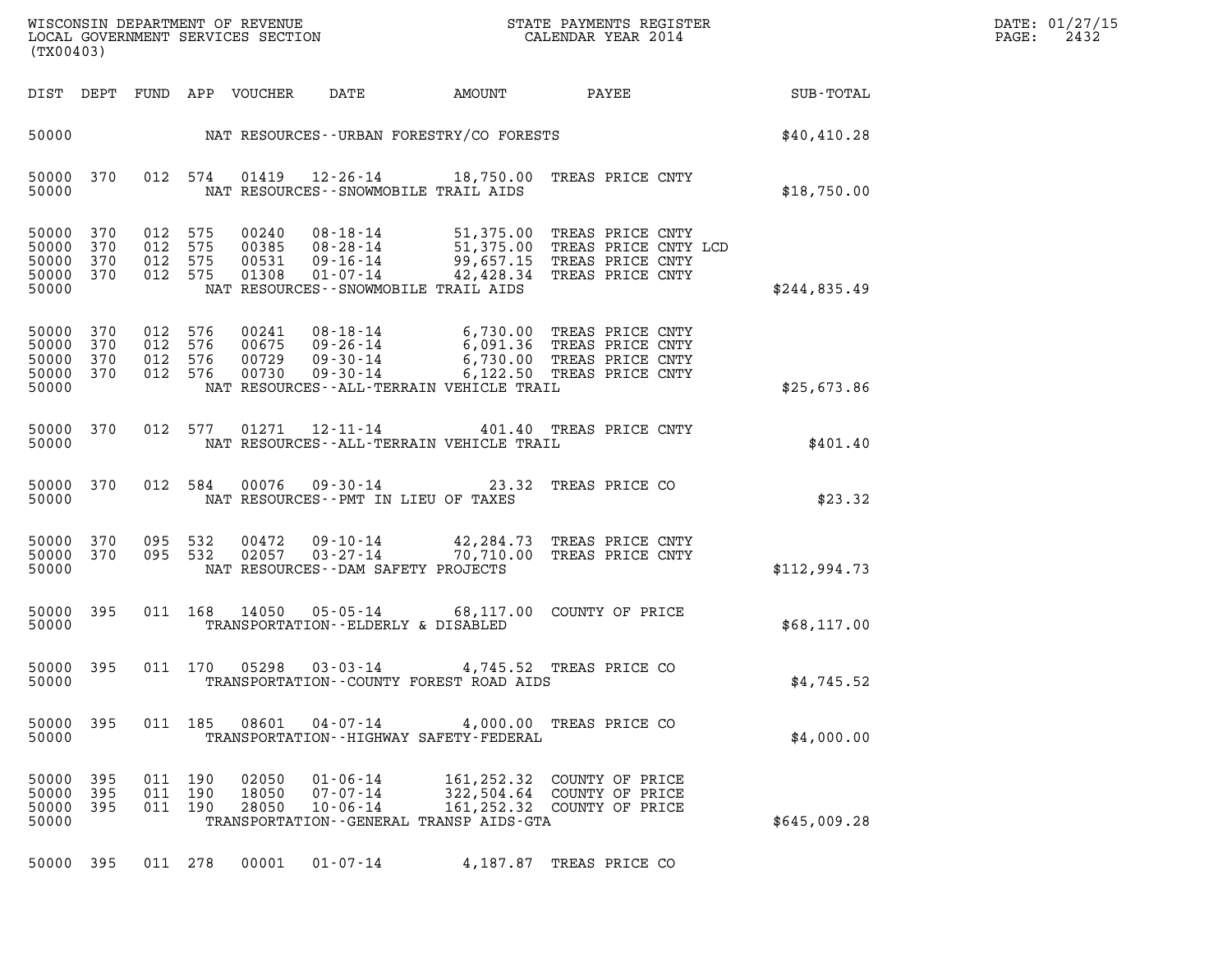WISCONSIN DEPARTMENT OF REVENUE
LOCAL GOVERNMENT SERVICES SECTION
(TX00403)

STATE PAYMENTS REGISTER
CALENDAR YEAR 2014

DATE: 01/27/15
PAGE: 2432

| DIST | DEPT | FUND | APP | VOUCHER | DATE | AMOUNT | PAYEE | SUB-TOTAL |
|---|---|---|---|---|---|---|---|---|
| 50000 | | | | | NAT RESOURCES--URBAN FORESTRY/CO FORESTS | | | $40,410.28 |
| 50000 | 370 | 012 | 574 | 01419 | 12-26-14 | 18,750.00 | TREAS PRICE CNTY | |
| 50000 | | | | | NAT RESOURCES--SNOWMOBILE TRAIL AIDS | | | $18,750.00 |
| 50000 | 370 | 012 | 575 | 00240 | 08-18-14 | 51,375.00 | TREAS PRICE CNTY | |
| 50000 | 370 | 012 | 575 | 00385 | 08-28-14 | 51,375.00 | TREAS PRICE CNTY LCD | |
| 50000 | 370 | 012 | 575 | 00531 | 09-16-14 | 99,657.15 | TREAS PRICE CNTY | |
| 50000 | 370 | 012 | 575 | 01308 | 01-07-14 | 42,428.34 | TREAS PRICE CNTY | |
| 50000 | | | | | NAT RESOURCES--SNOWMOBILE TRAIL AIDS | | | $244,835.49 |
| 50000 | 370 | 012 | 576 | 00241 | 08-18-14 | 6,730.00 | TREAS PRICE CNTY | |
| 50000 | 370 | 012 | 576 | 00675 | 09-26-14 | 6,091.36 | TREAS PRICE CNTY | |
| 50000 | 370 | 012 | 576 | 00729 | 09-30-14 | 6,730.00 | TREAS PRICE CNTY | |
| 50000 | 370 | 012 | 576 | 00730 | 09-30-14 | 6,122.50 | TREAS PRICE CNTY | |
| 50000 | | | | | NAT RESOURCES--ALL-TERRAIN VEHICLE TRAIL | | | $25,673.86 |
| 50000 | 370 | 012 | 577 | 01271 | 12-11-14 | 401.40 | TREAS PRICE CNTY | |
| 50000 | | | | | NAT RESOURCES--ALL-TERRAIN VEHICLE TRAIL | | | $401.40 |
| 50000 | 370 | 012 | 584 | 00076 | 09-30-14 | 23.32 | TREAS PRICE CO | |
| 50000 | | | | | NAT RESOURCES--PMT IN LIEU OF TAXES | | | $23.32 |
| 50000 | 370 | 095 | 532 | 00472 | 09-10-14 | 42,284.73 | TREAS PRICE CNTY | |
| 50000 | 370 | 095 | 532 | 02057 | 03-27-14 | 70,710.00 | TREAS PRICE CNTY | |
| 50000 | | | | | NAT RESOURCES--DAM SAFETY PROJECTS | | | $112,994.73 |
| 50000 | 395 | 011 | 168 | 14050 | 05-05-14 | 68,117.00 | COUNTY OF PRICE | |
| 50000 | | | | | TRANSPORTATION--ELDERLY & DISABLED | | | $68,117.00 |
| 50000 | 395 | 011 | 170 | 05298 | 03-03-14 | 4,745.52 | TREAS PRICE CO | |
| 50000 | | | | | TRANSPORTATION--COUNTY FOREST ROAD AIDS | | | $4,745.52 |
| 50000 | 395 | 011 | 185 | 08601 | 04-07-14 | 4,000.00 | TREAS PRICE CO | |
| 50000 | | | | | TRANSPORTATION--HIGHWAY SAFETY-FEDERAL | | | $4,000.00 |
| 50000 | 395 | 011 | 190 | 02050 | 01-06-14 | 161,252.32 | COUNTY OF PRICE | |
| 50000 | 395 | 011 | 190 | 18050 | 07-07-14 | 322,504.64 | COUNTY OF PRICE | |
| 50000 | 395 | 011 | 190 | 28050 | 10-06-14 | 161,252.32 | COUNTY OF PRICE | |
| 50000 | | | | | TRANSPORTATION--GENERAL TRANSP AIDS-GTA | | | $645,009.28 |
| 50000 | 395 | 011 | 278 | 00001 | 01-07-14 | 4,187.87 | TREAS PRICE CO | |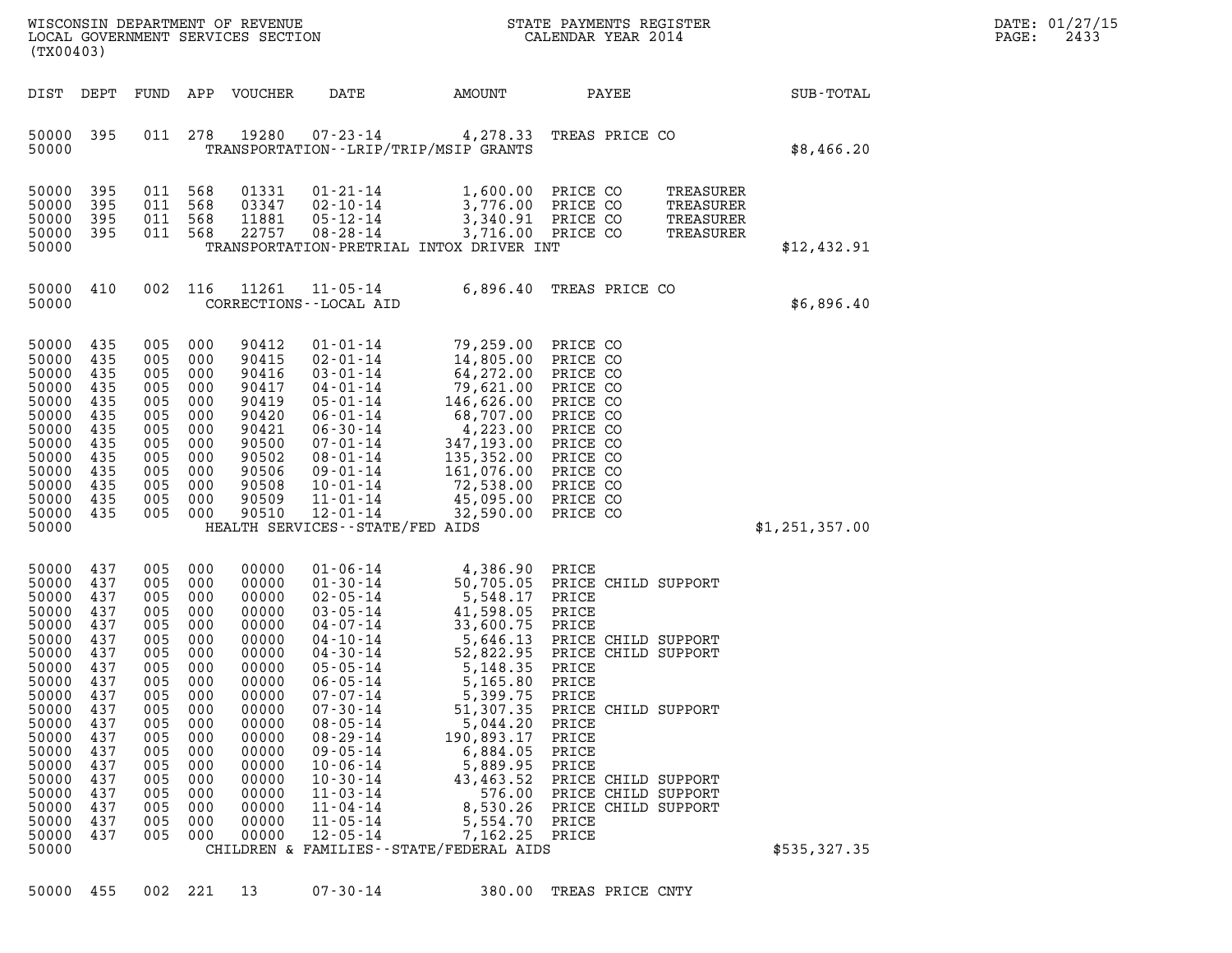WISCONSIN DEPARTMENT OF REVENUE
LOCAL GOVERNMENT SERVICES SECTION
(TX00403)

STATE PAYMENTS REGISTER
CALENDAR YEAR 2014

DATE: 01/27/15

| DIST | DEPT | FUND | APP | VOUCHER | DATE | AMOUNT | PAYEE | SUB-TOTAL |
|---|---|---|---|---|---|---|---|---|
| 50000 | 395 | 011 | 278 | 19280 | 07-23-14 | 4,278.33 | TREAS PRICE CO | |
| 50000 | | | | | TRANSPORTATION--LRIP/TRIP/MSIP GRANTS | | | $8,466.20 |
| 50000 | 395 | 011 | 568 | 01331 | 01-21-14 | 1,600.00 | PRICE CO TREASURER | |
| 50000 | 395 | 011 | 568 | 03347 | 02-10-14 | 3,776.00 | PRICE CO TREASURER | |
| 50000 | 395 | 011 | 568 | 11881 | 05-12-14 | 3,340.91 | PRICE CO TREASURER | |
| 50000 | 395 | 011 | 568 | 22757 | 08-28-14 | 3,716.00 | PRICE CO TREASURER | |
| 50000 | | | | | TRANSPORTATION-PRETRIAL INTOX DRIVER INT | | | $12,432.91 |
| 50000 | 410 | 002 | 116 | 11261 | 11-05-14 | 6,896.40 | TREAS PRICE CO | |
| 50000 | | | | | CORRECTIONS--LOCAL AID | | | $6,896.40 |
| 50000 | 435 | 005 | 000 | 90412 | 01-01-14 | 79,259.00 | PRICE CO | |
| 50000 | 435 | 005 | 000 | 90415 | 02-01-14 | 14,805.00 | PRICE CO | |
| 50000 | 435 | 005 | 000 | 90416 | 03-01-14 | 64,272.00 | PRICE CO | |
| 50000 | 435 | 005 | 000 | 90417 | 04-01-14 | 79,621.00 | PRICE CO | |
| 50000 | 435 | 005 | 000 | 90419 | 05-01-14 | 146,626.00 | PRICE CO | |
| 50000 | 435 | 005 | 000 | 90420 | 06-01-14 | 68,707.00 | PRICE CO | |
| 50000 | 435 | 005 | 000 | 90421 | 06-30-14 | 4,223.00 | PRICE CO | |
| 50000 | 435 | 005 | 000 | 90500 | 07-01-14 | 347,193.00 | PRICE CO | |
| 50000 | 435 | 005 | 000 | 90502 | 08-01-14 | 135,352.00 | PRICE CO | |
| 50000 | 435 | 005 | 000 | 90506 | 09-01-14 | 161,076.00 | PRICE CO | |
| 50000 | 435 | 005 | 000 | 90508 | 10-01-14 | 72,538.00 | PRICE CO | |
| 50000 | 435 | 005 | 000 | 90509 | 11-01-14 | 45,095.00 | PRICE CO | |
| 50000 | 435 | 005 | 000 | 90510 | 12-01-14 | 32,590.00 | PRICE CO | |
| 50000 | | | | | HEALTH SERVICES--STATE/FED AIDS | | | $1,251,357.00 |
| 50000 | 437 | 005 | 000 | 00000 | 01-06-14 | 4,386.90 | PRICE | |
| 50000 | 437 | 005 | 000 | 00000 | 01-30-14 | 50,705.05 | PRICE CHILD SUPPORT | |
| 50000 | 437 | 005 | 000 | 00000 | 02-05-14 | 5,548.17 | PRICE | |
| 50000 | 437 | 005 | 000 | 00000 | 03-05-14 | 41,598.05 | PRICE | |
| 50000 | 437 | 005 | 000 | 00000 | 04-07-14 | 33,600.75 | PRICE | |
| 50000 | 437 | 005 | 000 | 00000 | 04-10-14 | 5,646.13 | PRICE CHILD SUPPORT | |
| 50000 | 437 | 005 | 000 | 00000 | 04-30-14 | 52,822.95 | PRICE CHILD SUPPORT | |
| 50000 | 437 | 005 | 000 | 00000 | 05-05-14 | 5,148.35 | PRICE | |
| 50000 | 437 | 005 | 000 | 00000 | 06-05-14 | 5,165.80 | PRICE | |
| 50000 | 437 | 005 | 000 | 00000 | 07-07-14 | 5,399.75 | PRICE | |
| 50000 | 437 | 005 | 000 | 00000 | 07-30-14 | 51,307.35 | PRICE CHILD SUPPORT | |
| 50000 | 437 | 005 | 000 | 00000 | 08-05-14 | 5,044.20 | PRICE | |
| 50000 | 437 | 005 | 000 | 00000 | 08-29-14 | 190,893.17 | PRICE | |
| 50000 | 437 | 005 | 000 | 00000 | 09-05-14 | 6,884.05 | PRICE | |
| 50000 | 437 | 005 | 000 | 00000 | 10-06-14 | 5,889.95 | PRICE | |
| 50000 | 437 | 005 | 000 | 00000 | 10-30-14 | 43,463.52 | PRICE CHILD SUPPORT | |
| 50000 | 437 | 005 | 000 | 00000 | 11-03-14 | 576.00 | PRICE CHILD SUPPORT | |
| 50000 | 437 | 005 | 000 | 00000 | 11-04-14 | 8,530.26 | PRICE CHILD SUPPORT | |
| 50000 | 437 | 005 | 000 | 00000 | 11-05-14 | 5,554.70 | PRICE | |
| 50000 | 437 | 005 | 000 | 00000 | 12-05-14 | 7,162.25 | PRICE | |
| 50000 | | | | | CHILDREN & FAMILIES--STATE/FEDERAL AIDS | | | $535,327.35 |
| 50000 | 455 | 002 | 221 | 13 | 07-30-14 | 380.00 | TREAS PRICE CNTY | |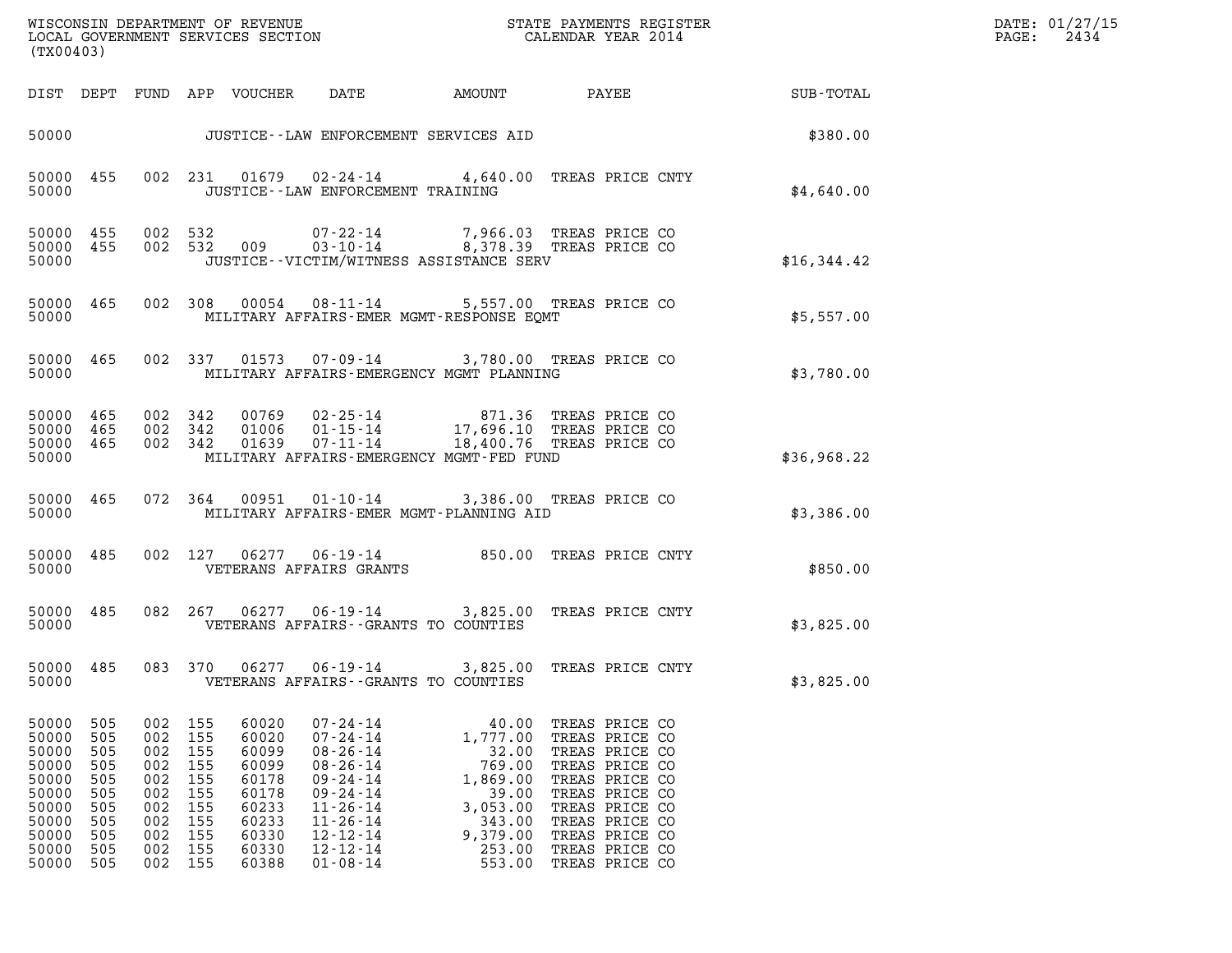| DIST | DEPT | FUND | APP | VOUCHER | DATE | AMOUNT | PAYEE | SUB-TOTAL |
|---|---|---|---|---|---|---|---|---|
| 50000 | | | | | JUSTICE--LAW ENFORCEMENT SERVICES AID | | | $380.00 |
| 50000 | 455 | 002 | 231 | 01679 | 02-24-14 | 4,640.00 | TREAS PRICE CNTY | |
| 50000 | | | | | JUSTICE--LAW ENFORCEMENT TRAINING | | | $4,640.00 |
| 50000 | 455 | 002 | 532 | | 07-22-14 | 7,966.03 | TREAS PRICE CO | |
| 50000 | 455 | 002 | 532 | 009 | 03-10-14 | 8,378.39 | TREAS PRICE CO | |
| 50000 | | | | | JUSTICE--VICTIM/WITNESS ASSISTANCE SERV | | | $16,344.42 |
| 50000 | 465 | 002 | 308 | 00054 | 08-11-14 | 5,557.00 | TREAS PRICE CO | |
| 50000 | | | | | MILITARY AFFAIRS-EMER MGMT-RESPONSE EQMT | | | $5,557.00 |
| 50000 | 465 | 002 | 337 | 01573 | 07-09-14 | 3,780.00 | TREAS PRICE CO | |
| 50000 | | | | | MILITARY AFFAIRS-EMERGENCY MGMT PLANNING | | | $3,780.00 |
| 50000 | 465 | 002 | 342 | 00769 | 02-25-14 | 871.36 | TREAS PRICE CO | |
| 50000 | 465 | 002 | 342 | 01006 | 01-15-14 | 17,696.10 | TREAS PRICE CO | |
| 50000 | 465 | 002 | 342 | 01639 | 07-11-14 | 18,400.76 | TREAS PRICE CO | |
| 50000 | | | | | MILITARY AFFAIRS-EMERGENCY MGMT-FED FUND | | | $36,968.22 |
| 50000 | 465 | 072 | 364 | 00951 | 01-10-14 | 3,386.00 | TREAS PRICE CO | |
| 50000 | | | | | MILITARY AFFAIRS-EMER MGMT-PLANNING AID | | | $3,386.00 |
| 50000 | 485 | 002 | 127 | 06277 | 06-19-14 | 850.00 | TREAS PRICE CNTY | |
| 50000 | | | | | VETERANS AFFAIRS GRANTS | | | $850.00 |
| 50000 | 485 | 082 | 267 | 06277 | 06-19-14 | 3,825.00 | TREAS PRICE CNTY | |
| 50000 | | | | | VETERANS AFFAIRS--GRANTS TO COUNTIES | | | $3,825.00 |
| 50000 | 485 | 083 | 370 | 06277 | 06-19-14 | 3,825.00 | TREAS PRICE CNTY | |
| 50000 | | | | | VETERANS AFFAIRS--GRANTS TO COUNTIES | | | $3,825.00 |
| 50000 | 505 | 002 | 155 | 60020 | 07-24-14 | 40.00 | TREAS PRICE CO | |
| 50000 | 505 | 002 | 155 | 60020 | 07-24-14 | 1,777.00 | TREAS PRICE CO | |
| 50000 | 505 | 002 | 155 | 60099 | 08-26-14 | 32.00 | TREAS PRICE CO | |
| 50000 | 505 | 002 | 155 | 60099 | 08-26-14 | 769.00 | TREAS PRICE CO | |
| 50000 | 505 | 002 | 155 | 60178 | 09-24-14 | 1,869.00 | TREAS PRICE CO | |
| 50000 | 505 | 002 | 155 | 60178 | 09-24-14 | 39.00 | TREAS PRICE CO | |
| 50000 | 505 | 002 | 155 | 60233 | 11-26-14 | 3,053.00 | TREAS PRICE CO | |
| 50000 | 505 | 002 | 155 | 60233 | 11-26-14 | 343.00 | TREAS PRICE CO | |
| 50000 | 505 | 002 | 155 | 60330 | 12-12-14 | 9,379.00 | TREAS PRICE CO | |
| 50000 | 505 | 002 | 155 | 60330 | 12-12-14 | 253.00 | TREAS PRICE CO | |
| 50000 | 505 | 002 | 155 | 60388 | 01-08-14 | 553.00 | TREAS PRICE CO | |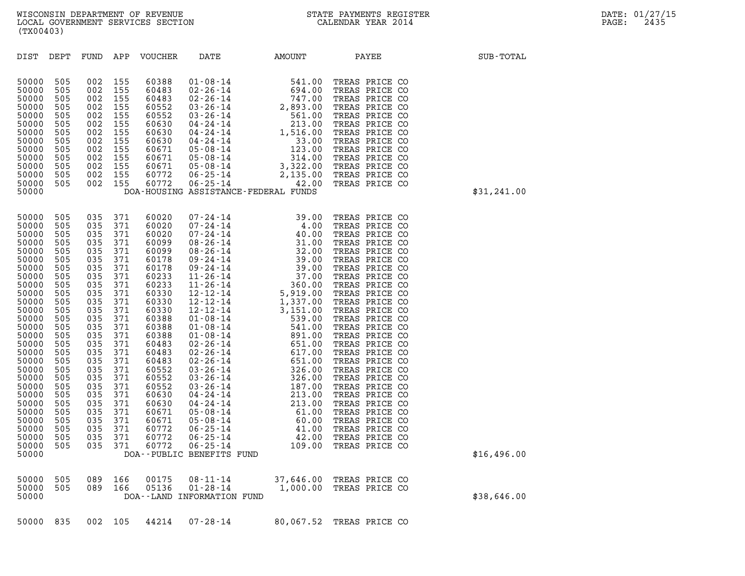WISCONSIN DEPARTMENT OF REVENUE
LOCAL GOVERNMENT SERVICES SECTION
(TX00403)

STATE PAYMENTS REGISTER
CALENDAR YEAR 2014

DATE: 01/27/15
PAGE: 2435

| DIST | DEPT | FUND | APP | VOUCHER | DATE | AMOUNT | PAYEE | SUB-TOTAL |
|---|---|---|---|---|---|---|---|---|
| 50000 | 505 | 002 | 155 | 60388 | 01-08-14 | 541.00 | TREAS PRICE CO | |
| 50000 | 505 | 002 | 155 | 60483 | 02-26-14 | 694.00 | TREAS PRICE CO | |
| 50000 | 505 | 002 | 155 | 60483 | 02-26-14 | 747.00 | TREAS PRICE CO | |
| 50000 | 505 | 002 | 155 | 60552 | 03-26-14 | 2,893.00 | TREAS PRICE CO | |
| 50000 | 505 | 002 | 155 | 60552 | 03-26-14 | 561.00 | TREAS PRICE CO | |
| 50000 | 505 | 002 | 155 | 60630 | 04-24-14 | 213.00 | TREAS PRICE CO | |
| 50000 | 505 | 002 | 155 | 60630 | 04-24-14 | 1,516.00 | TREAS PRICE CO | |
| 50000 | 505 | 002 | 155 | 60630 | 04-24-14 | 33.00 | TREAS PRICE CO | |
| 50000 | 505 | 002 | 155 | 60671 | 05-08-14 | 123.00 | TREAS PRICE CO | |
| 50000 | 505 | 002 | 155 | 60671 | 05-08-14 | 314.00 | TREAS PRICE CO | |
| 50000 | 505 | 002 | 155 | 60671 | 05-08-14 | 3,322.00 | TREAS PRICE CO | |
| 50000 | 505 | 002 | 155 | 60772 | 06-25-14 | 2,135.00 | TREAS PRICE CO | |
| 50000 | 505 | 002 | 155 | 60772 | 06-25-14 | 42.00 | TREAS PRICE CO | |
| 50000 | | | | | DOA-HOUSING ASSISTANCE-FEDERAL FUNDS | | | $31,241.00 |
| 50000 | 505 | 035 | 371 | 60020 | 07-24-14 | 39.00 | TREAS PRICE CO | |
| 50000 | 505 | 035 | 371 | 60020 | 07-24-14 | 4.00 | TREAS PRICE CO | |
| 50000 | 505 | 035 | 371 | 60020 | 07-24-14 | 40.00 | TREAS PRICE CO | |
| 50000 | 505 | 035 | 371 | 60099 | 08-26-14 | 31.00 | TREAS PRICE CO | |
| 50000 | 505 | 035 | 371 | 60099 | 08-26-14 | 32.00 | TREAS PRICE CO | |
| 50000 | 505 | 035 | 371 | 60178 | 09-24-14 | 39.00 | TREAS PRICE CO | |
| 50000 | 505 | 035 | 371 | 60178 | 09-24-14 | 39.00 | TREAS PRICE CO | |
| 50000 | 505 | 035 | 371 | 60233 | 11-26-14 | 37.00 | TREAS PRICE CO | |
| 50000 | 505 | 035 | 371 | 60233 | 11-26-14 | 360.00 | TREAS PRICE CO | |
| 50000 | 505 | 035 | 371 | 60330 | 12-12-14 | 5,919.00 | TREAS PRICE CO | |
| 50000 | 505 | 035 | 371 | 60330 | 12-12-14 | 1,337.00 | TREAS PRICE CO | |
| 50000 | 505 | 035 | 371 | 60330 | 12-12-14 | 3,151.00 | TREAS PRICE CO | |
| 50000 | 505 | 035 | 371 | 60388 | 01-08-14 | 539.00 | TREAS PRICE CO | |
| 50000 | 505 | 035 | 371 | 60388 | 01-08-14 | 541.00 | TREAS PRICE CO | |
| 50000 | 505 | 035 | 371 | 60388 | 01-08-14 | 891.00 | TREAS PRICE CO | |
| 50000 | 505 | 035 | 371 | 60483 | 02-26-14 | 651.00 | TREAS PRICE CO | |
| 50000 | 505 | 035 | 371 | 60483 | 02-26-14 | 617.00 | TREAS PRICE CO | |
| 50000 | 505 | 035 | 371 | 60483 | 02-26-14 | 651.00 | TREAS PRICE CO | |
| 50000 | 505 | 035 | 371 | 60552 | 03-26-14 | 326.00 | TREAS PRICE CO | |
| 50000 | 505 | 035 | 371 | 60552 | 03-26-14 | 326.00 | TREAS PRICE CO | |
| 50000 | 505 | 035 | 371 | 60552 | 03-26-14 | 187.00 | TREAS PRICE CO | |
| 50000 | 505 | 035 | 371 | 60630 | 04-24-14 | 213.00 | TREAS PRICE CO | |
| 50000 | 505 | 035 | 371 | 60630 | 04-24-14 | 213.00 | TREAS PRICE CO | |
| 50000 | 505 | 035 | 371 | 60671 | 05-08-14 | 61.00 | TREAS PRICE CO | |
| 50000 | 505 | 035 | 371 | 60671 | 05-08-14 | 60.00 | TREAS PRICE CO | |
| 50000 | 505 | 035 | 371 | 60772 | 06-25-14 | 41.00 | TREAS PRICE CO | |
| 50000 | 505 | 035 | 371 | 60772 | 06-25-14 | 42.00 | TREAS PRICE CO | |
| 50000 | 505 | 035 | 371 | 60772 | 06-25-14 | 109.00 | TREAS PRICE CO | |
| 50000 | | | | | DOA--PUBLIC BENEFITS FUND | | | $16,496.00 |
| 50000 | 505 | 089 | 166 | 00175 | 08-11-14 | 37,646.00 | TREAS PRICE CO | |
| 50000 | 505 | 089 | 166 | 05136 | 01-28-14 | 1,000.00 | TREAS PRICE CO | |
| 50000 | | | | | DOA--LAND INFORMATION FUND | | | $38,646.00 |
| 50000 | 835 | 002 | 105 | 44214 | 07-28-14 | 80,067.52 | TREAS PRICE CO | |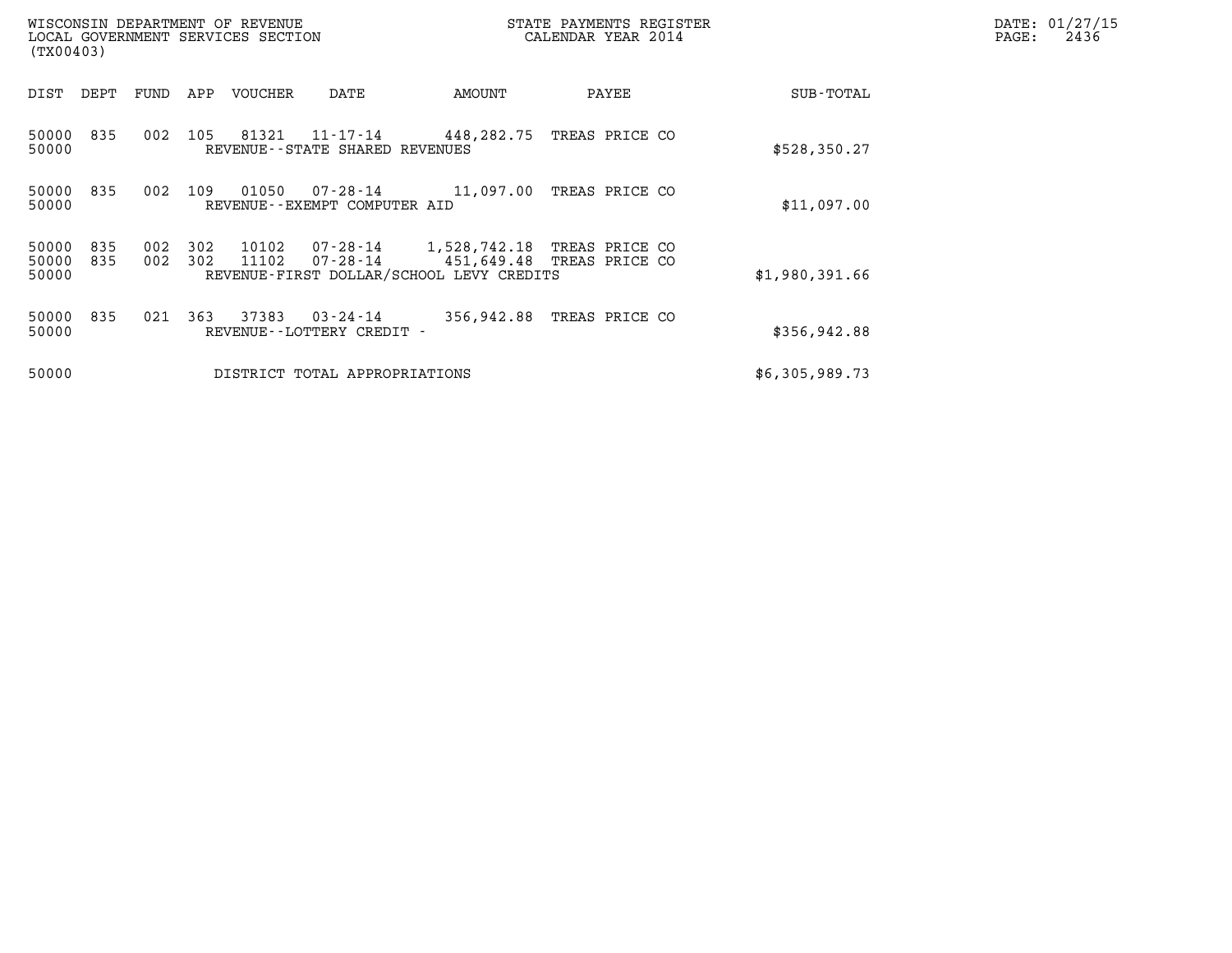WISCONSIN DEPARTMENT OF REVENUE
LOCAL GOVERNMENT SERVICES SECTION
(TX00403)

STATE PAYMENTS REGISTER
CALENDAR YEAR 2014

DATE: 01/27/15
PAGE: 2436

| DIST | DEPT | FUND | APP | VOUCHER | DATE | AMOUNT | PAYEE | SUB-TOTAL |
|---|---|---|---|---|---|---|---|---|
| 50000 | 835 | 002 | 105 | 81321 | 11-17-14 | 448,282.75 | TREAS PRICE CO | |
| 50000 | | | | REVENUE--STATE SHARED REVENUES | | | | $528,350.27 |
| 50000 | 835 | 002 | 109 | 01050 | 07-28-14 | 11,097.00 | TREAS PRICE CO | |
| 50000 | | | | REVENUE--EXEMPT COMPUTER AID | | | | $11,097.00 |
| 50000 | 835 | 002 | 302 | 10102 | 07-28-14 | 1,528,742.18 | TREAS PRICE CO | |
| 50000 | 835 | 002 | 302 | 11102 | 07-28-14 | 451,649.48 | TREAS PRICE CO | |
| 50000 | | | | REVENUE-FIRST DOLLAR/SCHOOL LEVY CREDITS | | | | $1,980,391.66 |
| 50000 | 835 | 021 | 363 | 37383 | 03-24-14 | 356,942.88 | TREAS PRICE CO | |
| 50000 | | | | REVENUE--LOTTERY CREDIT - | | | | $356,942.88 |
| 50000 | | | | DISTRICT TOTAL APPROPRIATIONS | | | | $6,305,989.73 |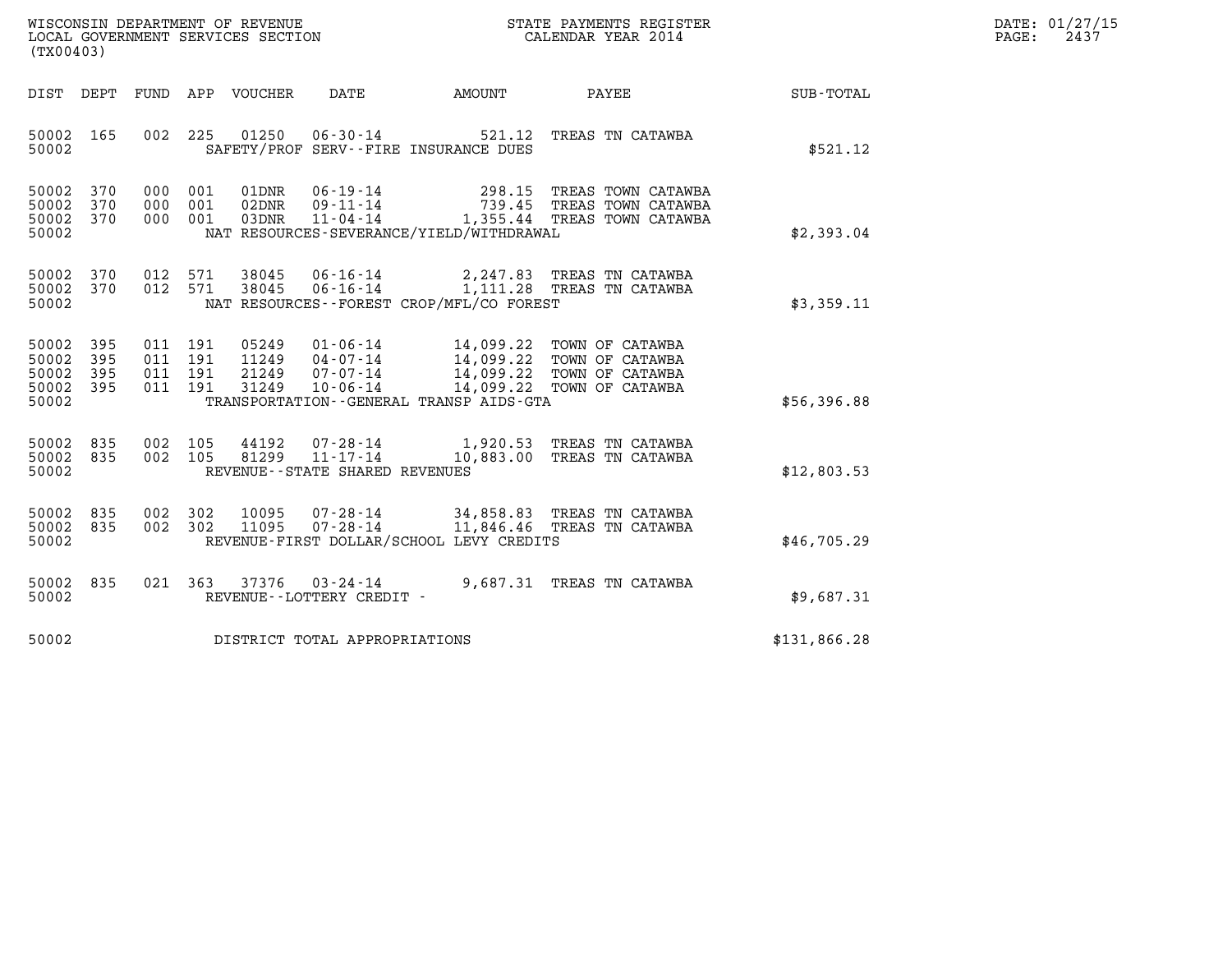WISCONSIN DEPARTMENT OF REVENUE
LOCAL GOVERNMENT SERVICES SECTION
(TX00403)

STATE PAYMENTS REGISTER
CALENDAR YEAR 2014

DATE: 01/27/15
PAGE: 2437

| DIST | DEPT | FUND | APP | VOUCHER | DATE | AMOUNT | PAYEE | SUB-TOTAL |
|---|---|---|---|---|---|---|---|---|
| 50002 | 165 | 002 | 225 | 01250 | 06-30-14 | 521.12 | TREAS TN CATAWBA | |
| 50002 | | | | | SAFETY/PROF SERV--FIRE INSURANCE DUES | | | $521.12 |
| 50002 | 370 | 000 | 001 | 01DNR | 06-19-14 | 298.15 | TREAS TOWN CATAWBA | |
| 50002 | 370 | 000 | 001 | 02DNR | 09-11-14 | 739.45 | TREAS TOWN CATAWBA | |
| 50002 | 370 | 000 | 001 | 03DNR | 11-04-14 | 1,355.44 | TREAS TOWN CATAWBA | |
| 50002 | | | | | NAT RESOURCES-SEVERANCE/YIELD/WITHDRAWAL | | | $2,393.04 |
| 50002 | 370 | 012 | 571 | 38045 | 06-16-14 | 2,247.83 | TREAS TN CATAWBA | |
| 50002 | 370 | 012 | 571 | 38045 | 06-16-14 | 1,111.28 | TREAS TN CATAWBA | |
| 50002 | | | | | NAT RESOURCES--FOREST CROP/MFL/CO FOREST | | | $3,359.11 |
| 50002 | 395 | 011 | 191 | 05249 | 01-06-14 | 14,099.22 | TOWN OF CATAWBA | |
| 50002 | 395 | 011 | 191 | 11249 | 04-07-14 | 14,099.22 | TOWN OF CATAWBA | |
| 50002 | 395 | 011 | 191 | 21249 | 07-07-14 | 14,099.22 | TOWN OF CATAWBA | |
| 50002 | 395 | 011 | 191 | 31249 | 10-06-14 | 14,099.22 | TOWN OF CATAWBA | |
| 50002 | | | | | TRANSPORTATION--GENERAL TRANSP AIDS-GTA | | | $56,396.88 |
| 50002 | 835 | 002 | 105 | 44192 | 07-28-14 | 1,920.53 | TREAS TN CATAWBA | |
| 50002 | 835 | 002 | 105 | 81299 | 11-17-14 | 10,883.00 | TREAS TN CATAWBA | |
| 50002 | | | | | REVENUE--STATE SHARED REVENUES | | | $12,803.53 |
| 50002 | 835 | 002 | 302 | 10095 | 07-28-14 | 34,858.83 | TREAS TN CATAWBA | |
| 50002 | 835 | 002 | 302 | 11095 | 07-28-14 | 11,846.46 | TREAS TN CATAWBA | |
| 50002 | | | | | REVENUE-FIRST DOLLAR/SCHOOL LEVY CREDITS | | | $46,705.29 |
| 50002 | 835 | 021 | 363 | 37376 | 03-24-14 | 9,687.31 | TREAS TN CATAWBA | |
| 50002 | | | | | REVENUE--LOTTERY CREDIT - | | | $9,687.31 |
| 50002 | | | | | DISTRICT TOTAL APPROPRIATIONS | | | $131,866.28 |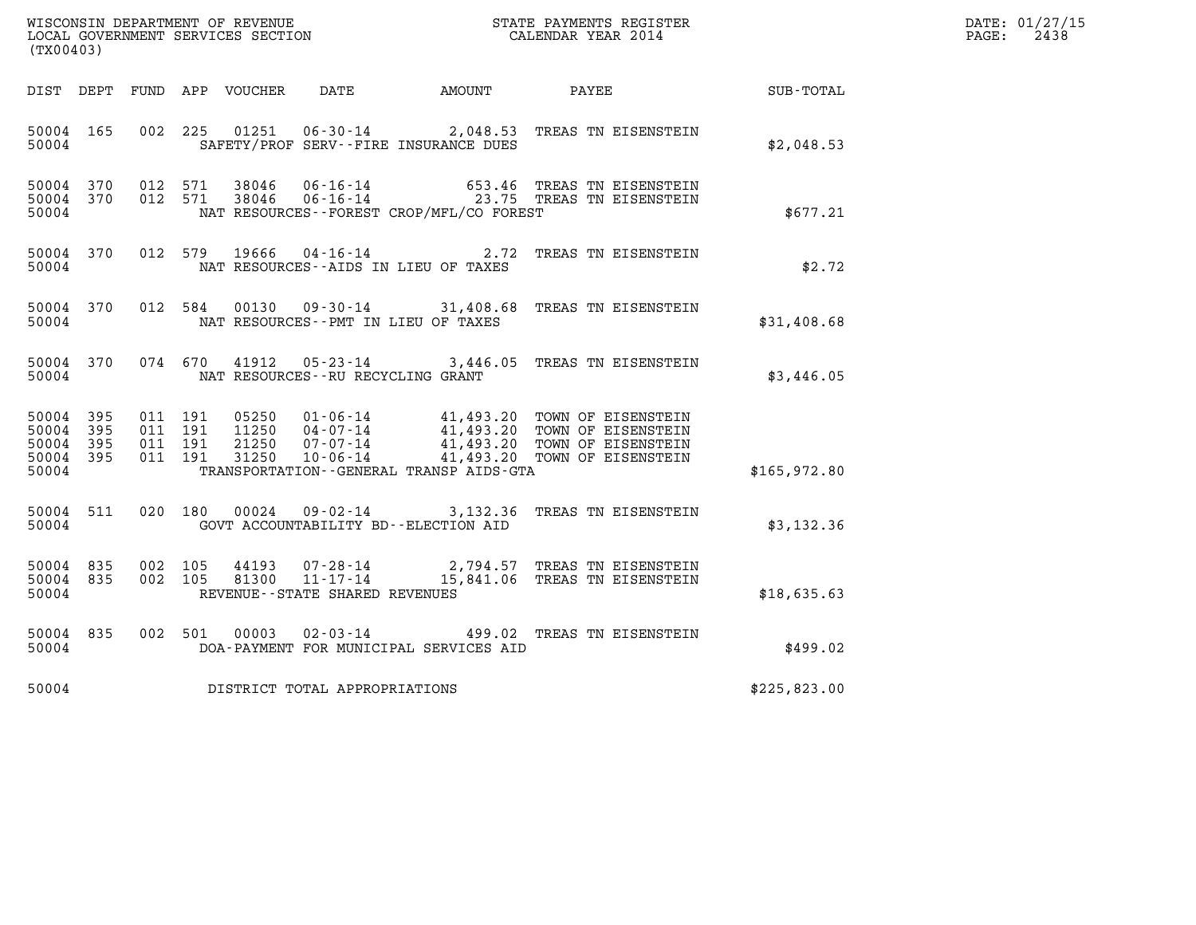WISCONSIN DEPARTMENT OF REVENUE
LOCAL GOVERNMENT SERVICES SECTION
(TX00403)

STATE PAYMENTS REGISTER
CALENDAR YEAR 2014

DATE: 01/27/15
PAGE: 2438

| DIST | DEPT | FUND | APP | VOUCHER | DATE | AMOUNT | PAYEE | SUB-TOTAL |
|---|---|---|---|---|---|---|---|---|
| 50004 | 165 | 002 | 225 | 01251 | 06-30-14 | 2,048.53 | TREAS TN EISENSTEIN | |
| 50004 | | | | SAFETY/PROF SERV--FIRE INSURANCE DUES | | | | $2,048.53 |
| 50004 | 370 | 012 | 571 | 38046 | 06-16-14 | 653.46 | TREAS TN EISENSTEIN | |
| 50004 | 370 | 012 | 571 | 38046 | 06-16-14 | 23.75 | TREAS TN EISENSTEIN | |
| 50004 | | | | NAT RESOURCES--FOREST CROP/MFL/CO FOREST | | | | $677.21 |
| 50004 | 370 | 012 | 579 | 19666 | 04-16-14 | 2.72 | TREAS TN EISENSTEIN | |
| 50004 | | | | NAT RESOURCES--AIDS IN LIEU OF TAXES | | | | $2.72 |
| 50004 | 370 | 012 | 584 | 00130 | 09-30-14 | 31,408.68 | TREAS TN EISENSTEIN | |
| 50004 | | | | NAT RESOURCES--PMT IN LIEU OF TAXES | | | | $31,408.68 |
| 50004 | 370 | 074 | 670 | 41912 | 05-23-14 | 3,446.05 | TREAS TN EISENSTEIN | |
| 50004 | | | | NAT RESOURCES--RU RECYCLING GRANT | | | | $3,446.05 |
| 50004 | 395 | 011 | 191 | 05250 | 01-06-14 | 41,493.20 | TOWN OF EISENSTEIN | |
| 50004 | 395 | 011 | 191 | 11250 | 04-07-14 | 41,493.20 | TOWN OF EISENSTEIN | |
| 50004 | 395 | 011 | 191 | 21250 | 07-07-14 | 41,493.20 | TOWN OF EISENSTEIN | |
| 50004 | 395 | 011 | 191 | 31250 | 10-06-14 | 41,493.20 | TOWN OF EISENSTEIN | |
| 50004 | | | | TRANSPORTATION--GENERAL TRANSP AIDS-GTA | | | | $165,972.80 |
| 50004 | 511 | 020 | 180 | 00024 | 09-02-14 | 3,132.36 | TREAS TN EISENSTEIN | |
| 50004 | | | | GOVT ACCOUNTABILITY BD--ELECTION AID | | | | $3,132.36 |
| 50004 | 835 | 002 | 105 | 44193 | 07-28-14 | 2,794.57 | TREAS TN EISENSTEIN | |
| 50004 | 835 | 002 | 105 | 81300 | 11-17-14 | 15,841.06 | TREAS TN EISENSTEIN | |
| 50004 | | | | REVENUE--STATE SHARED REVENUES | | | | $18,635.63 |
| 50004 | 835 | 002 | 501 | 00003 | 02-03-14 | 499.02 | TREAS TN EISENSTEIN | |
| 50004 | | | | DOA-PAYMENT FOR MUNICIPAL SERVICES AID | | | | $499.02 |
| 50004 | | | | DISTRICT TOTAL APPROPRIATIONS | | | | $225,823.00 |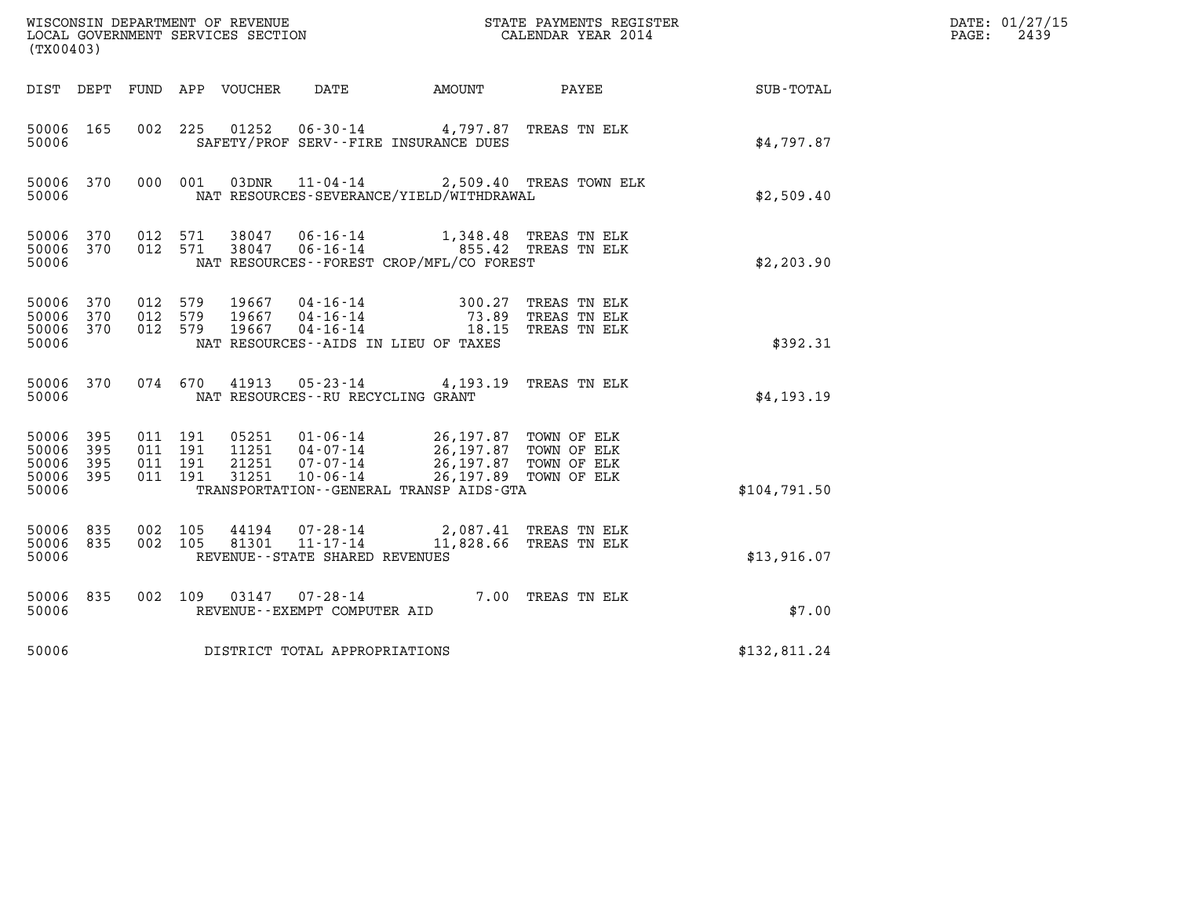WISCONSIN DEPARTMENT OF REVENUE
LOCAL GOVERNMENT SERVICES SECTION
(TX00403)

STATE PAYMENTS REGISTER
CALENDAR YEAR 2014

DATE: 01/27/15
PAGE: 2439

| DIST | DEPT | FUND | APP | VOUCHER | DATE | AMOUNT | PAYEE | SUB-TOTAL |
|---|---|---|---|---|---|---|---|---|
| 50006 | 165 | 002 | 225 | 01252 | 06-30-14 | 4,797.87 | TREAS TN ELK | |
| 50006 | | | | SAFETY/PROF SERV--FIRE INSURANCE DUES | | | | $4,797.87 |
| 50006 | 370 | 000 | 001 | 03DNR | 11-04-14 | 2,509.40 | TREAS TOWN ELK | |
| 50006 | | | | NAT RESOURCES-SEVERANCE/YIELD/WITHDRAWAL | | | | $2,509.40 |
| 50006 | 370 | 012 | 571 | 38047 | 06-16-14 | 1,348.48 | TREAS TN ELK | |
| 50006 | 370 | 012 | 571 | 38047 | 06-16-14 | 855.42 | TREAS TN ELK | |
| 50006 | | | | NAT RESOURCES--FOREST CROP/MFL/CO FOREST | | | | $2,203.90 |
| 50006 | 370 | 012 | 579 | 19667 | 04-16-14 | 300.27 | TREAS TN ELK | |
| 50006 | 370 | 012 | 579 | 19667 | 04-16-14 | 73.89 | TREAS TN ELK | |
| 50006 | 370 | 012 | 579 | 19667 | 04-16-14 | 18.15 | TREAS TN ELK | |
| 50006 | | | | NAT RESOURCES--AIDS IN LIEU OF TAXES | | | | $392.31 |
| 50006 | 370 | 074 | 670 | 41913 | 05-23-14 | 4,193.19 | TREAS TN ELK | |
| 50006 | | | | NAT RESOURCES--RU RECYCLING GRANT | | | | $4,193.19 |
| 50006 | 395 | 011 | 191 | 05251 | 01-06-14 | 26,197.87 | TOWN OF ELK | |
| 50006 | 395 | 011 | 191 | 11251 | 04-07-14 | 26,197.87 | TOWN OF ELK | |
| 50006 | 395 | 011 | 191 | 21251 | 07-07-14 | 26,197.87 | TOWN OF ELK | |
| 50006 | 395 | 011 | 191 | 31251 | 10-06-14 | 26,197.89 | TOWN OF ELK | |
| 50006 | | | | TRANSPORTATION--GENERAL TRANSP AIDS-GTA | | | | $104,791.50 |
| 50006 | 835 | 002 | 105 | 44194 | 07-28-14 | 2,087.41 | TREAS TN ELK | |
| 50006 | 835 | 002 | 105 | 81301 | 11-17-14 | 11,828.66 | TREAS TN ELK | |
| 50006 | | | | REVENUE--STATE SHARED REVENUES | | | | $13,916.07 |
| 50006 | 835 | 002 | 109 | 03147 | 07-28-14 | 7.00 | TREAS TN ELK | |
| 50006 | | | | REVENUE--EXEMPT COMPUTER AID | | | | $7.00 |
| 50006 | | | | DISTRICT TOTAL APPROPRIATIONS | | | | $132,811.24 |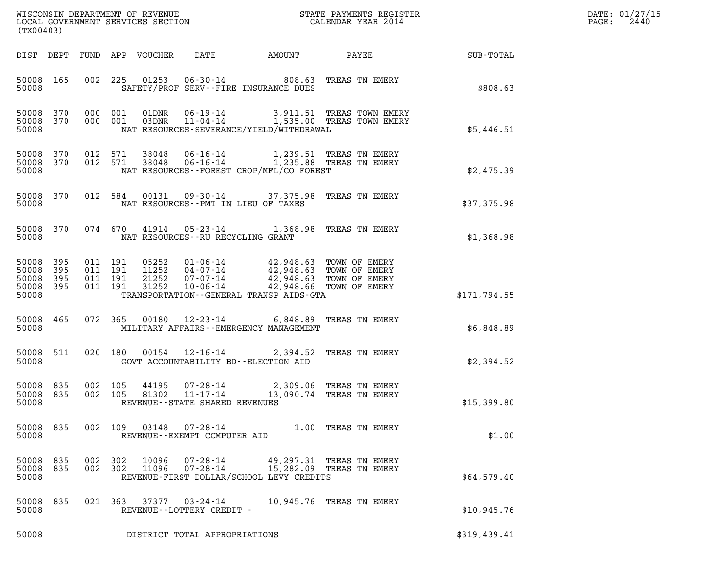WISCONSIN DEPARTMENT OF REVENUE
LOCAL GOVERNMENT SERVICES SECTION
(TX00403)

STATE PAYMENTS REGISTER
CALENDAR YEAR 2014

DATE: 01/27/15
PAGE: 2440

| DIST | DEPT | FUND | APP | VOUCHER | DATE | AMOUNT | PAYEE | SUB-TOTAL |
|---|---|---|---|---|---|---|---|---|
| 50008 | 165 | 002 | 225 | 01253 | 06-30-14 | 808.63 | TREAS TN EMERY | |
| 50008 | | | | | SAFETY/PROF SERV--FIRE INSURANCE DUES | | | $808.63 |
| 50008 | 370 | 000 | 001 | 01DNR | 06-19-14 | 3,911.51 | TREAS TOWN EMERY | |
| 50008 | 370 | 000 | 001 | 03DNR | 11-04-14 | 1,535.00 | TREAS TOWN EMERY | |
| 50008 | | | | | NAT RESOURCES-SEVERANCE/YIELD/WITHDRAWAL | | | $5,446.51 |
| 50008 | 370 | 012 | 571 | 38048 | 06-16-14 | 1,239.51 | TREAS TN EMERY | |
| 50008 | 370 | 012 | 571 | 38048 | 06-16-14 | 1,235.88 | TREAS TN EMERY | |
| 50008 | | | | | NAT RESOURCES--FOREST CROP/MFL/CO FOREST | | | $2,475.39 |
| 50008 | 370 | 012 | 584 | 00131 | 09-30-14 | 37,375.98 | TREAS TN EMERY | |
| 50008 | | | | | NAT RESOURCES--PMT IN LIEU OF TAXES | | | $37,375.98 |
| 50008 | 370 | 074 | 670 | 41914 | 05-23-14 | 1,368.98 | TREAS TN EMERY | |
| 50008 | | | | | NAT RESOURCES--RU RECYCLING GRANT | | | $1,368.98 |
| 50008 | 395 | 011 | 191 | 05252 | 01-06-14 | 42,948.63 | TOWN OF EMERY | |
| 50008 | 395 | 011 | 191 | 11252 | 04-07-14 | 42,948.63 | TOWN OF EMERY | |
| 50008 | 395 | 011 | 191 | 21252 | 07-07-14 | 42,948.63 | TOWN OF EMERY | |
| 50008 | 395 | 011 | 191 | 31252 | 10-06-14 | 42,948.66 | TOWN OF EMERY | |
| 50008 | | | | | TRANSPORTATION--GENERAL TRANSP AIDS-GTA | | | $171,794.55 |
| 50008 | 465 | 072 | 365 | 00180 | 12-23-14 | 6,848.89 | TREAS TN EMERY | |
| 50008 | | | | | MILITARY AFFAIRS--EMERGENCY MANAGEMENT | | | $6,848.89 |
| 50008 | 511 | 020 | 180 | 00154 | 12-16-14 | 2,394.52 | TREAS TN EMERY | |
| 50008 | | | | | GOVT ACCOUNTABILITY BD--ELECTION AID | | | $2,394.52 |
| 50008 | 835 | 002 | 105 | 44195 | 07-28-14 | 2,309.06 | TREAS TN EMERY | |
| 50008 | 835 | 002 | 105 | 81302 | 11-17-14 | 13,090.74 | TREAS TN EMERY | |
| 50008 | | | | | REVENUE--STATE SHARED REVENUES | | | $15,399.80 |
| 50008 | 835 | 002 | 109 | 03148 | 07-28-14 | 1.00 | TREAS TN EMERY | |
| 50008 | | | | | REVENUE--EXEMPT COMPUTER AID | | | $1.00 |
| 50008 | 835 | 002 | 302 | 10096 | 07-28-14 | 49,297.31 | TREAS TN EMERY | |
| 50008 | 835 | 002 | 302 | 11096 | 07-28-14 | 15,282.09 | TREAS TN EMERY | |
| 50008 | | | | | REVENUE-FIRST DOLLAR/SCHOOL LEVY CREDITS | | | $64,579.40 |
| 50008 | 835 | 021 | 363 | 37377 | 03-24-14 | 10,945.76 | TREAS TN EMERY | |
| 50008 | | | | | REVENUE--LOTTERY CREDIT - | | | $10,945.76 |
| 50008 | | | | | DISTRICT TOTAL APPROPRIATIONS | | | $319,439.41 |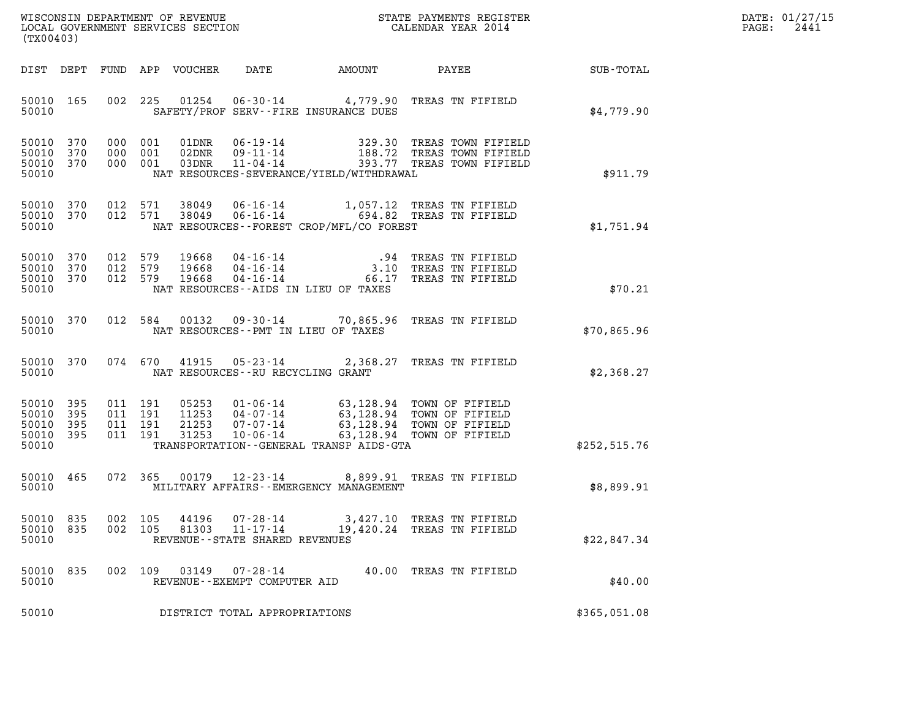WISCONSIN DEPARTMENT OF REVENUE
LOCAL GOVERNMENT SERVICES SECTION
(TX00403)

STATE PAYMENTS REGISTER
CALENDAR YEAR 2014

DATE: 01/27/15

| DIST | DEPT | FUND | APP | VOUCHER | DATE | AMOUNT | PAYEE | SUB-TOTAL |
|---|---|---|---|---|---|---|---|---|
| 50010 | 165 | 002 | 225 | 01254 | 06-30-14 | 4,779.90 | TREAS TN FIFIELD | |
| 50010 | | | | | SAFETY/PROF SERV--FIRE INSURANCE DUES | | | $4,779.90 |
| 50010 | 370 | 000 | 001 | 01DNR | 06-19-14 | 329.30 | TREAS TOWN FIFIELD | |
| 50010 | 370 | 000 | 001 | 02DNR | 09-11-14 | 188.72 | TREAS TOWN FIFIELD | |
| 50010 | 370 | 000 | 001 | 03DNR | 11-04-14 | 393.77 | TREAS TOWN FIFIELD | |
| 50010 | | | | | NAT RESOURCES-SEVERANCE/YIELD/WITHDRAWAL | | | $911.79 |
| 50010 | 370 | 012 | 571 | 38049 | 06-16-14 | 1,057.12 | TREAS TN FIFIELD | |
| 50010 | 370 | 012 | 571 | 38049 | 06-16-14 | 694.82 | TREAS TN FIFIELD | |
| 50010 | | | | | NAT RESOURCES--FOREST CROP/MFL/CO FOREST | | | $1,751.94 |
| 50010 | 370 | 012 | 579 | 19668 | 04-16-14 | .94 | TREAS TN FIFIELD | |
| 50010 | 370 | 012 | 579 | 19668 | 04-16-14 | 3.10 | TREAS TN FIFIELD | |
| 50010 | 370 | 012 | 579 | 19668 | 04-16-14 | 66.17 | TREAS TN FIFIELD | |
| 50010 | | | | | NAT RESOURCES--AIDS IN LIEU OF TAXES | | | $70.21 |
| 50010 | 370 | 012 | 584 | 00132 | 09-30-14 | 70,865.96 | TREAS TN FIFIELD | |
| 50010 | | | | | NAT RESOURCES--PMT IN LIEU OF TAXES | | | $70,865.96 |
| 50010 | 370 | 074 | 670 | 41915 | 05-23-14 | 2,368.27 | TREAS TN FIFIELD | |
| 50010 | | | | | NAT RESOURCES--RU RECYCLING GRANT | | | $2,368.27 |
| 50010 | 395 | 011 | 191 | 05253 | 01-06-14 | 63,128.94 | TOWN OF FIFIELD | |
| 50010 | 395 | 011 | 191 | 11253 | 04-07-14 | 63,128.94 | TOWN OF FIFIELD | |
| 50010 | 395 | 011 | 191 | 21253 | 07-07-14 | 63,128.94 | TOWN OF FIFIELD | |
| 50010 | 395 | 011 | 191 | 31253 | 10-06-14 | 63,128.94 | TOWN OF FIFIELD | |
| 50010 | | | | | TRANSPORTATION--GENERAL TRANSP AIDS-GTA | | | $252,515.76 |
| 50010 | 465 | 072 | 365 | 00179 | 12-23-14 | 8,899.91 | TREAS TN FIFIELD | |
| 50010 | | | | | MILITARY AFFAIRS--EMERGENCY MANAGEMENT | | | $8,899.91 |
| 50010 | 835 | 002 | 105 | 44196 | 07-28-14 | 3,427.10 | TREAS TN FIFIELD | |
| 50010 | 835 | 002 | 105 | 81303 | 11-17-14 | 19,420.24 | TREAS TN FIFIELD | |
| 50010 | | | | | REVENUE--STATE SHARED REVENUES | | | $22,847.34 |
| 50010 | 835 | 002 | 109 | 03149 | 07-28-14 | 40.00 | TREAS TN FIFIELD | |
| 50010 | | | | | REVENUE--EXEMPT COMPUTER AID | | | $40.00 |
| 50010 | | | | | DISTRICT TOTAL APPROPRIATIONS | | | $365,051.08 |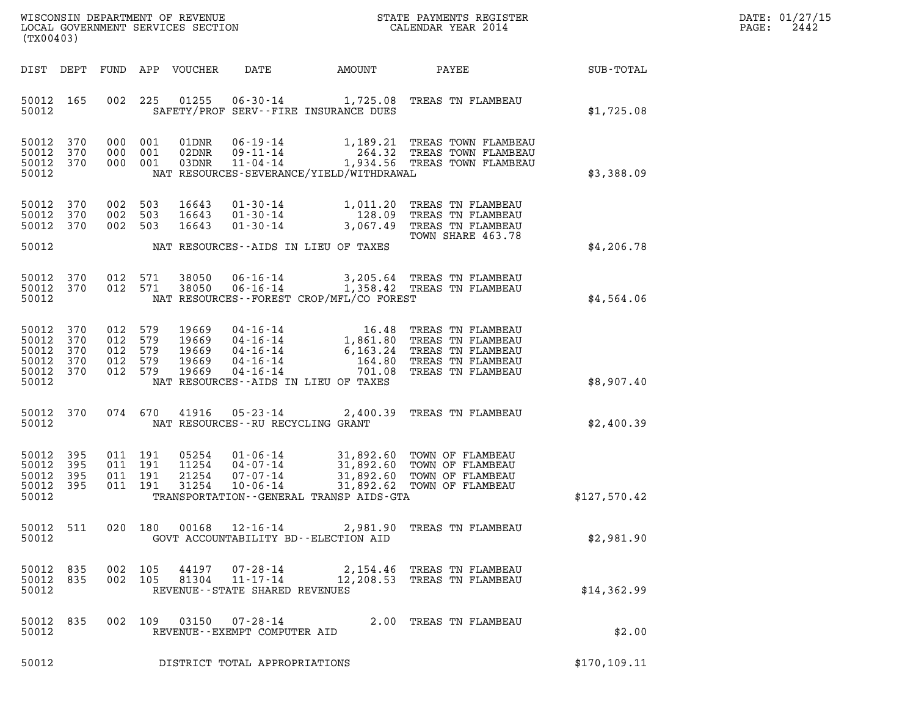WISCONSIN DEPARTMENT OF REVENUE
LOCAL GOVERNMENT SERVICES SECTION
(TX00403)

STATE PAYMENTS REGISTER
CALENDAR YEAR 2014

DATE: 01/27/15

| DIST | DEPT | FUND | APP | VOUCHER | DATE | AMOUNT | PAYEE | SUB-TOTAL |
|---|---|---|---|---|---|---|---|---|
| 50012 | 165 | 002 | 225 | 01255 | 06-30-14 | 1,725.08 | TREAS TN FLAMBEAU | |
| 50012 | | | | | SAFETY/PROF SERV--FIRE INSURANCE DUES | | | $1,725.08 |
| 50012 | 370 | 000 | 001 | 01DNR | 06-19-14 | 1,189.21 | TREAS TOWN FLAMBEAU | |
| 50012 | 370 | 000 | 001 | 02DNR | 09-11-14 | 264.32 | TREAS TOWN FLAMBEAU | |
| 50012 | 370 | 000 | 001 | 03DNR | 11-04-14 | 1,934.56 | TREAS TOWN FLAMBEAU | |
| 50012 | | | | | NAT RESOURCES-SEVERANCE/YIELD/WITHDRAWAL | | | $3,388.09 |
| 50012 | 370 | 002 | 503 | 16643 | 01-30-14 | 1,011.20 | TREAS TN FLAMBEAU | |
| 50012 | 370 | 002 | 503 | 16643 | 01-30-14 | 128.09 | TREAS TN FLAMBEAU | |
| 50012 | 370 | 002 | 503 | 16643 | 01-30-14 | 3,067.49 | TREAS TN FLAMBEAU TOWN SHARE 463.78 | |
| 50012 | | | | | NAT RESOURCES--AIDS IN LIEU OF TAXES | | | $4,206.78 |
| 50012 | 370 | 012 | 571 | 38050 | 06-16-14 | 3,205.64 | TREAS TN FLAMBEAU | |
| 50012 | 370 | 012 | 571 | 38050 | 06-16-14 | 1,358.42 | TREAS TN FLAMBEAU | |
| 50012 | | | | | NAT RESOURCES--FOREST CROP/MFL/CO FOREST | | | $4,564.06 |
| 50012 | 370 | 012 | 579 | 19669 | 04-16-14 | 16.48 | TREAS TN FLAMBEAU | |
| 50012 | 370 | 012 | 579 | 19669 | 04-16-14 | 1,861.80 | TREAS TN FLAMBEAU | |
| 50012 | 370 | 012 | 579 | 19669 | 04-16-14 | 6,163.24 | TREAS TN FLAMBEAU | |
| 50012 | 370 | 012 | 579 | 19669 | 04-16-14 | 164.80 | TREAS TN FLAMBEAU | |
| 50012 | 370 | 012 | 579 | 19669 | 04-16-14 | 701.08 | TREAS TN FLAMBEAU | |
| 50012 | | | | | NAT RESOURCES--AIDS IN LIEU OF TAXES | | | $8,907.40 |
| 50012 | 370 | 074 | 670 | 41916 | 05-23-14 | 2,400.39 | TREAS TN FLAMBEAU | |
| 50012 | | | | | NAT RESOURCES--RU RECYCLING GRANT | | | $2,400.39 |
| 50012 | 395 | 011 | 191 | 05254 | 01-06-14 | 31,892.60 | TOWN OF FLAMBEAU | |
| 50012 | 395 | 011 | 191 | 11254 | 04-07-14 | 31,892.60 | TOWN OF FLAMBEAU | |
| 50012 | 395 | 011 | 191 | 21254 | 07-07-14 | 31,892.60 | TOWN OF FLAMBEAU | |
| 50012 | 395 | 011 | 191 | 31254 | 10-06-14 | 31,892.62 | TOWN OF FLAMBEAU | |
| 50012 | | | | | TRANSPORTATION--GENERAL TRANSP AIDS-GTA | | | $127,570.42 |
| 50012 | 511 | 020 | 180 | 00168 | 12-16-14 | 2,981.90 | TREAS TN FLAMBEAU | |
| 50012 | | | | | GOVT ACCOUNTABILITY BD--ELECTION AID | | | $2,981.90 |
| 50012 | 835 | 002 | 105 | 44197 | 07-28-14 | 2,154.46 | TREAS TN FLAMBEAU | |
| 50012 | 835 | 002 | 105 | 81304 | 11-17-14 | 12,208.53 | TREAS TN FLAMBEAU | |
| 50012 | | | | | REVENUE--STATE SHARED REVENUES | | | $14,362.99 |
| 50012 | 835 | 002 | 109 | 03150 | 07-28-14 | 2.00 | TREAS TN FLAMBEAU | |
| 50012 | | | | | REVENUE--EXEMPT COMPUTER AID | | | $2.00 |
| 50012 | | | | | DISTRICT TOTAL APPROPRIATIONS | | | $170,109.11 |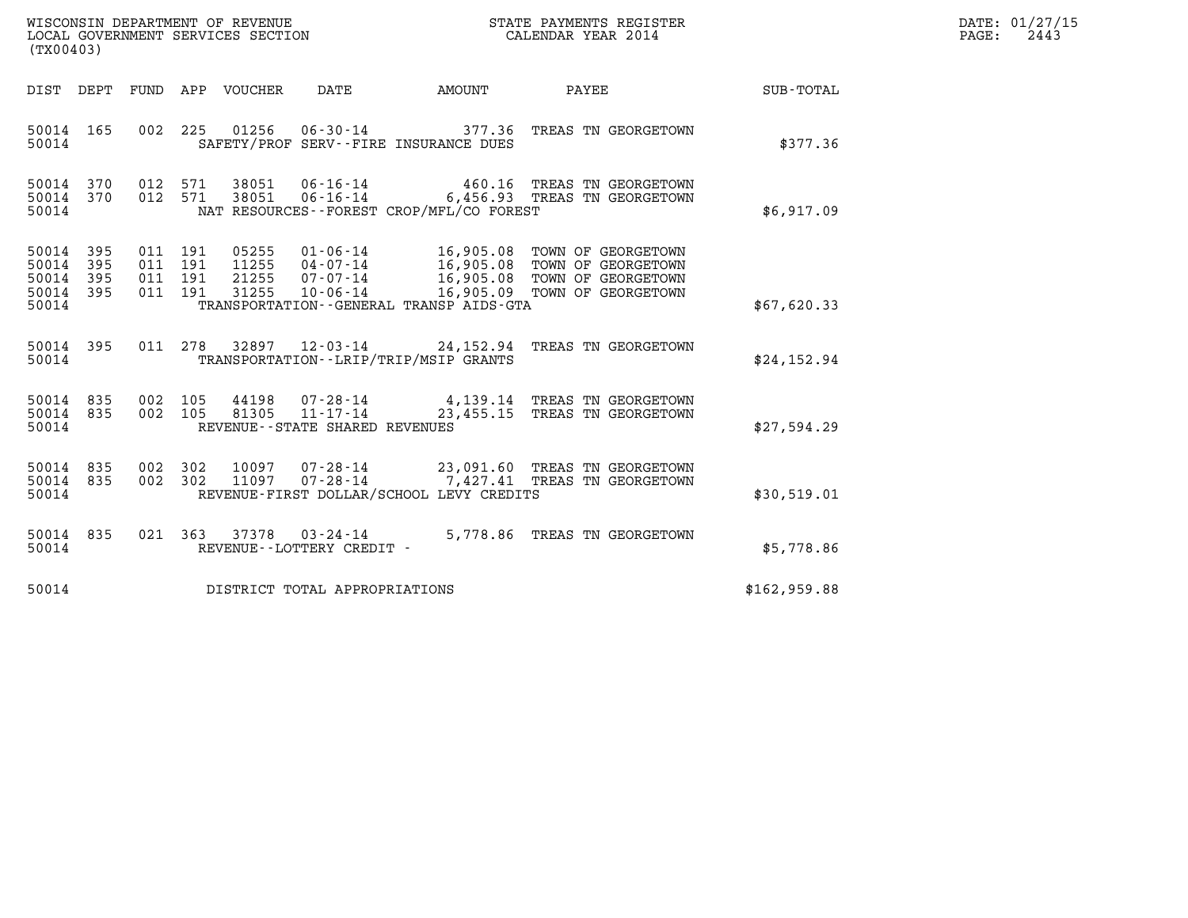WISCONSIN DEPARTMENT OF REVENUE
LOCAL GOVERNMENT SERVICES SECTION
(TX00403)

STATE PAYMENTS REGISTER
CALENDAR YEAR 2014

DATE: 01/27/15
PAGE: 2443

| DIST | DEPT | FUND | APP | VOUCHER | DATE | AMOUNT | PAYEE | SUB-TOTAL |
|---|---|---|---|---|---|---|---|---|
| 50014 | 165 | 002 | 225 | 01256 | 06-30-14 | 377.36 | TREAS TN GEORGETOWN | |
| 50014 | | | | | SAFETY/PROF SERV--FIRE INSURANCE DUES | | | $377.36 |
| 50014 | 370 | 012 | 571 | 38051 | 06-16-14 | 460.16 | TREAS TN GEORGETOWN | |
| 50014 | 370 | 012 | 571 | 38051 | 06-16-14 | 6,456.93 | TREAS TN GEORGETOWN | |
| 50014 | | | | | NAT RESOURCES--FOREST CROP/MFL/CO FOREST | | | $6,917.09 |
| 50014 | 395 | 011 | 191 | 05255 | 01-06-14 | 16,905.08 | TOWN OF GEORGETOWN | |
| 50014 | 395 | 011 | 191 | 11255 | 04-07-14 | 16,905.08 | TOWN OF GEORGETOWN | |
| 50014 | 395 | 011 | 191 | 21255 | 07-07-14 | 16,905.08 | TOWN OF GEORGETOWN | |
| 50014 | 395 | 011 | 191 | 31255 | 10-06-14 | 16,905.09 | TOWN OF GEORGETOWN | |
| 50014 | | | | | TRANSPORTATION--GENERAL TRANSP AIDS-GTA | | | $67,620.33 |
| 50014 | 395 | 011 | 278 | 32897 | 12-03-14 | 24,152.94 | TREAS TN GEORGETOWN | |
| 50014 | | | | | TRANSPORTATION--LRIP/TRIP/MSIP GRANTS | | | $24,152.94 |
| 50014 | 835 | 002 | 105 | 44198 | 07-28-14 | 4,139.14 | TREAS TN GEORGETOWN | |
| 50014 | 835 | 002 | 105 | 81305 | 11-17-14 | 23,455.15 | TREAS TN GEORGETOWN | |
| 50014 | | | | | REVENUE--STATE SHARED REVENUES | | | $27,594.29 |
| 50014 | 835 | 002 | 302 | 10097 | 07-28-14 | 23,091.60 | TREAS TN GEORGETOWN | |
| 50014 | 835 | 002 | 302 | 11097 | 07-28-14 | 7,427.41 | TREAS TN GEORGETOWN | |
| 50014 | | | | | REVENUE-FIRST DOLLAR/SCHOOL LEVY CREDITS | | | $30,519.01 |
| 50014 | 835 | 021 | 363 | 37378 | 03-24-14 | 5,778.86 | TREAS TN GEORGETOWN | |
| 50014 | | | | | REVENUE--LOTTERY CREDIT - | | | $5,778.86 |
| 50014 | | | | | DISTRICT TOTAL APPROPRIATIONS | | | $162,959.88 |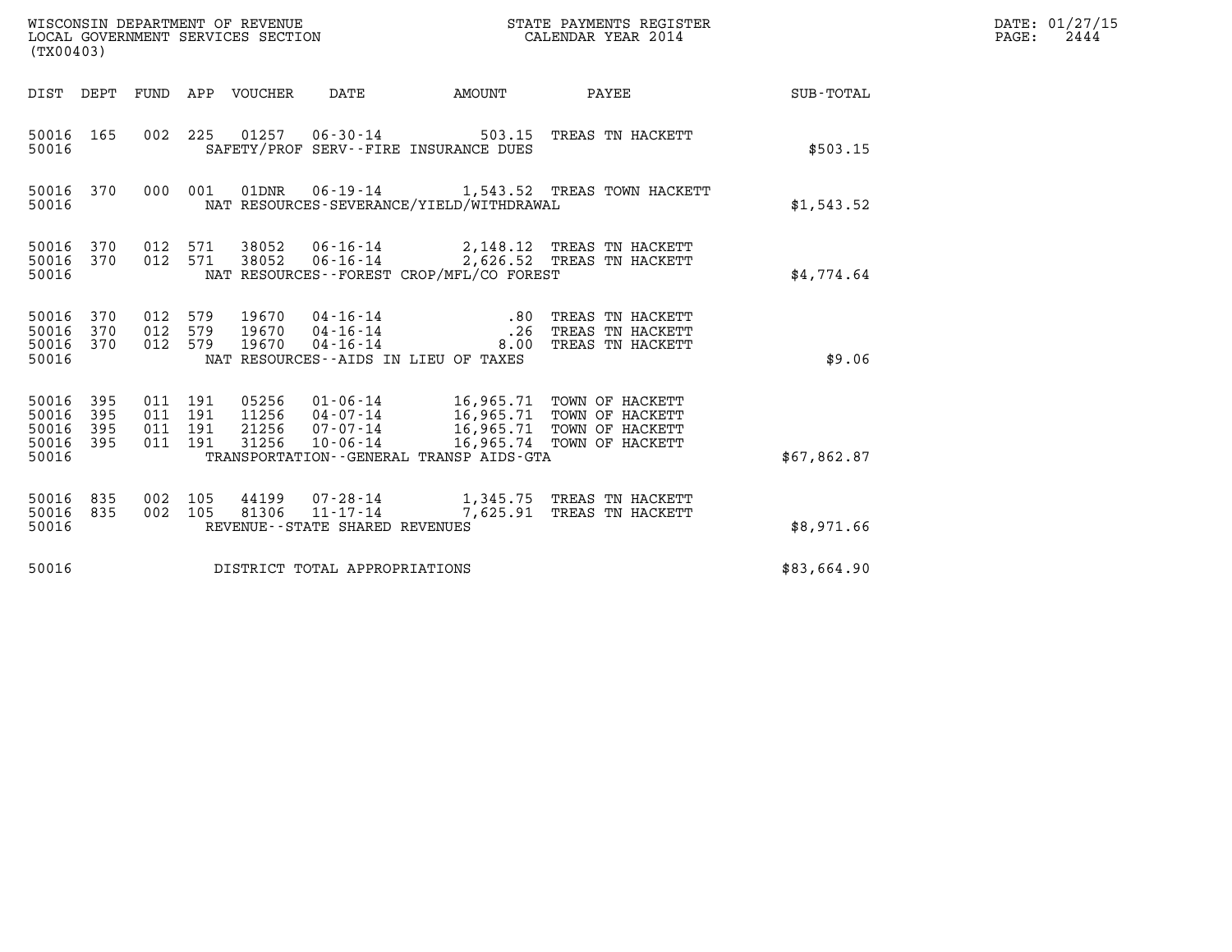WISCONSIN DEPARTMENT OF REVENUE
LOCAL GOVERNMENT SERVICES SECTION
(TX00403)

STATE PAYMENTS REGISTER
CALENDAR YEAR 2014

DATE: 01/27/15
PAGE: 2444

| DIST | DEPT | FUND | APP | VOUCHER | DATE | AMOUNT | PAYEE | SUB-TOTAL |
|---|---|---|---|---|---|---|---|---|
| 50016 | 165 | 002 | 225 | 01257 | 06-30-14 | 503.15 | TREAS TN HACKETT | |
| 50016 | | | | | SAFETY/PROF SERV--FIRE INSURANCE DUES | | | $503.15 |
| 50016 | 370 | 000 | 001 | 01DNR | 06-19-14 | 1,543.52 | TREAS TOWN HACKETT | |
| 50016 | | | | | NAT RESOURCES-SEVERANCE/YIELD/WITHDRAWAL | | | $1,543.52 |
| 50016 | 370 | 012 | 571 | 38052 | 06-16-14 | 2,148.12 | TREAS TN HACKETT | |
| 50016 | 370 | 012 | 571 | 38052 | 06-16-14 | 2,626.52 | TREAS TN HACKETT | |
| 50016 | | | | | NAT RESOURCES--FOREST CROP/MFL/CO FOREST | | | $4,774.64 |
| 50016 | 370 | 012 | 579 | 19670 | 04-16-14 | .80 | TREAS TN HACKETT | |
| 50016 | 370 | 012 | 579 | 19670 | 04-16-14 | .26 | TREAS TN HACKETT | |
| 50016 | 370 | 012 | 579 | 19670 | 04-16-14 | 8.00 | TREAS TN HACKETT | |
| 50016 | | | | | NAT RESOURCES--AIDS IN LIEU OF TAXES | | | $9.06 |
| 50016 | 395 | 011 | 191 | 05256 | 01-06-14 | 16,965.71 | TOWN OF HACKETT | |
| 50016 | 395 | 011 | 191 | 11256 | 04-07-14 | 16,965.71 | TOWN OF HACKETT | |
| 50016 | 395 | 011 | 191 | 21256 | 07-07-14 | 16,965.71 | TOWN OF HACKETT | |
| 50016 | 395 | 011 | 191 | 31256 | 10-06-14 | 16,965.74 | TOWN OF HACKETT | |
| 50016 | | | | | TRANSPORTATION--GENERAL TRANSP AIDS-GTA | | | $67,862.87 |
| 50016 | 835 | 002 | 105 | 44199 | 07-28-14 | 1,345.75 | TREAS TN HACKETT | |
| 50016 | 835 | 002 | 105 | 81306 | 11-17-14 | 7,625.91 | TREAS TN HACKETT | |
| 50016 | | | | | REVENUE--STATE SHARED REVENUES | | | $8,971.66 |
| 50016 | | | | | DISTRICT TOTAL APPROPRIATIONS | | | $83,664.90 |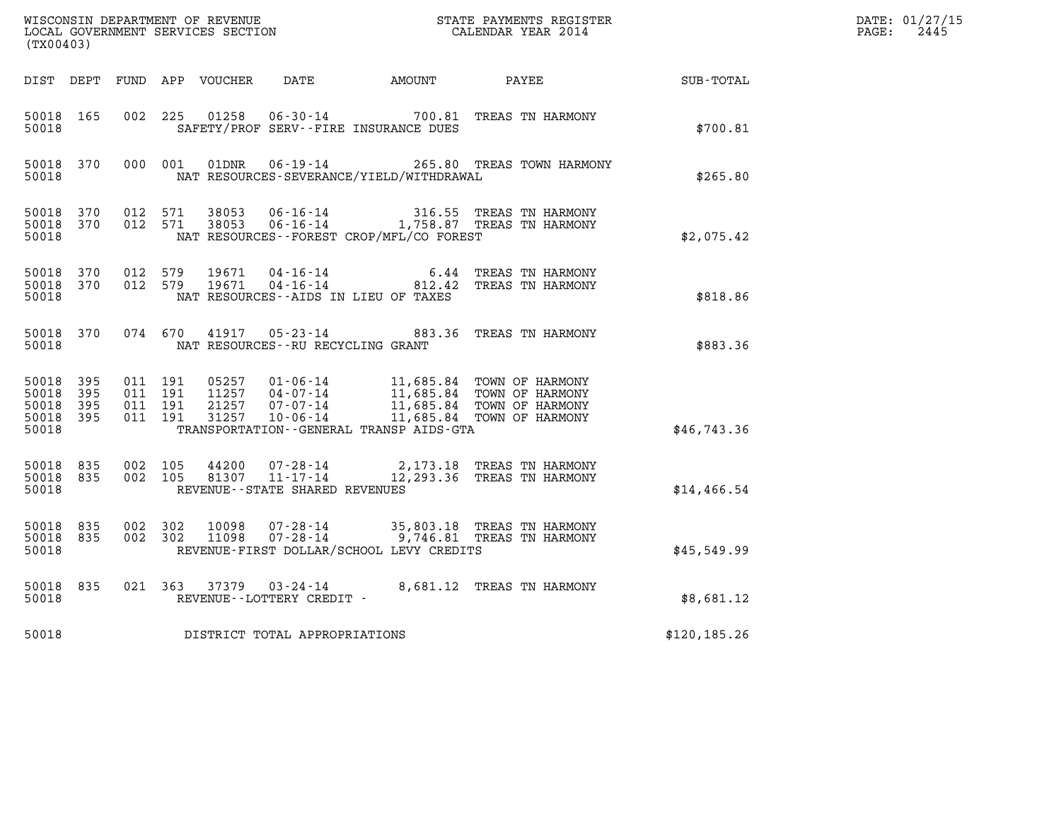WISCONSIN DEPARTMENT OF REVENUE
LOCAL GOVERNMENT SERVICES SECTION
(TX00403)

STATE PAYMENTS REGISTER
CALENDAR YEAR 2014

DATE: 01/27/15
PAGE: 2445

| DIST | DEPT | FUND | APP | VOUCHER | DATE | AMOUNT | PAYEE | SUB-TOTAL |
|---|---|---|---|---|---|---|---|---|
| 50018 | 165 | 002 | 225 | 01258 | 06-30-14 | 700.81 | TREAS TN HARMONY | |
| 50018 | | | | | SAFETY/PROF SERV--FIRE INSURANCE DUES | | | $700.81 |
| 50018 | 370 | 000 | 001 | 01DNR | 06-19-14 | 265.80 | TREAS TOWN HARMONY | |
| 50018 | | | | | NAT RESOURCES-SEVERANCE/YIELD/WITHDRAWAL | | | $265.80 |
| 50018 | 370 | 012 | 571 | 38053 | 06-16-14 | 316.55 | TREAS TN HARMONY | |
| 50018 | 370 | 012 | 571 | 38053 | 06-16-14 | 1,758.87 | TREAS TN HARMONY | |
| 50018 | | | | | NAT RESOURCES--FOREST CROP/MFL/CO FOREST | | | $2,075.42 |
| 50018 | 370 | 012 | 579 | 19671 | 04-16-14 | 6.44 | TREAS TN HARMONY | |
| 50018 | 370 | 012 | 579 | 19671 | 04-16-14 | 812.42 | TREAS TN HARMONY | |
| 50018 | | | | | NAT RESOURCES--AIDS IN LIEU OF TAXES | | | $818.86 |
| 50018 | 370 | 074 | 670 | 41917 | 05-23-14 | 883.36 | TREAS TN HARMONY | |
| 50018 | | | | | NAT RESOURCES--RU RECYCLING GRANT | | | $883.36 |
| 50018 | 395 | 011 | 191 | 05257 | 01-06-14 | 11,685.84 | TOWN OF HARMONY | |
| 50018 | 395 | 011 | 191 | 11257 | 04-07-14 | 11,685.84 | TOWN OF HARMONY | |
| 50018 | 395 | 011 | 191 | 21257 | 07-07-14 | 11,685.84 | TOWN OF HARMONY | |
| 50018 | 395 | 011 | 191 | 31257 | 10-06-14 | 11,685.84 | TOWN OF HARMONY | |
| 50018 | | | | | TRANSPORTATION--GENERAL TRANSP AIDS-GTA | | | $46,743.36 |
| 50018 | 835 | 002 | 105 | 44200 | 07-28-14 | 2,173.18 | TREAS TN HARMONY | |
| 50018 | 835 | 002 | 105 | 81307 | 11-17-14 | 12,293.36 | TREAS TN HARMONY | |
| 50018 | | | | | REVENUE--STATE SHARED REVENUES | | | $14,466.54 |
| 50018 | 835 | 002 | 302 | 10098 | 07-28-14 | 35,803.18 | TREAS TN HARMONY | |
| 50018 | 835 | 002 | 302 | 11098 | 07-28-14 | 9,746.81 | TREAS TN HARMONY | |
| 50018 | | | | | REVENUE-FIRST DOLLAR/SCHOOL LEVY CREDITS | | | $45,549.99 |
| 50018 | 835 | 021 | 363 | 37379 | 03-24-14 | 8,681.12 | TREAS TN HARMONY | |
| 50018 | | | | | REVENUE--LOTTERY CREDIT - | | | $8,681.12 |
| 50018 | | | | | DISTRICT TOTAL APPROPRIATIONS | | | $120,185.26 |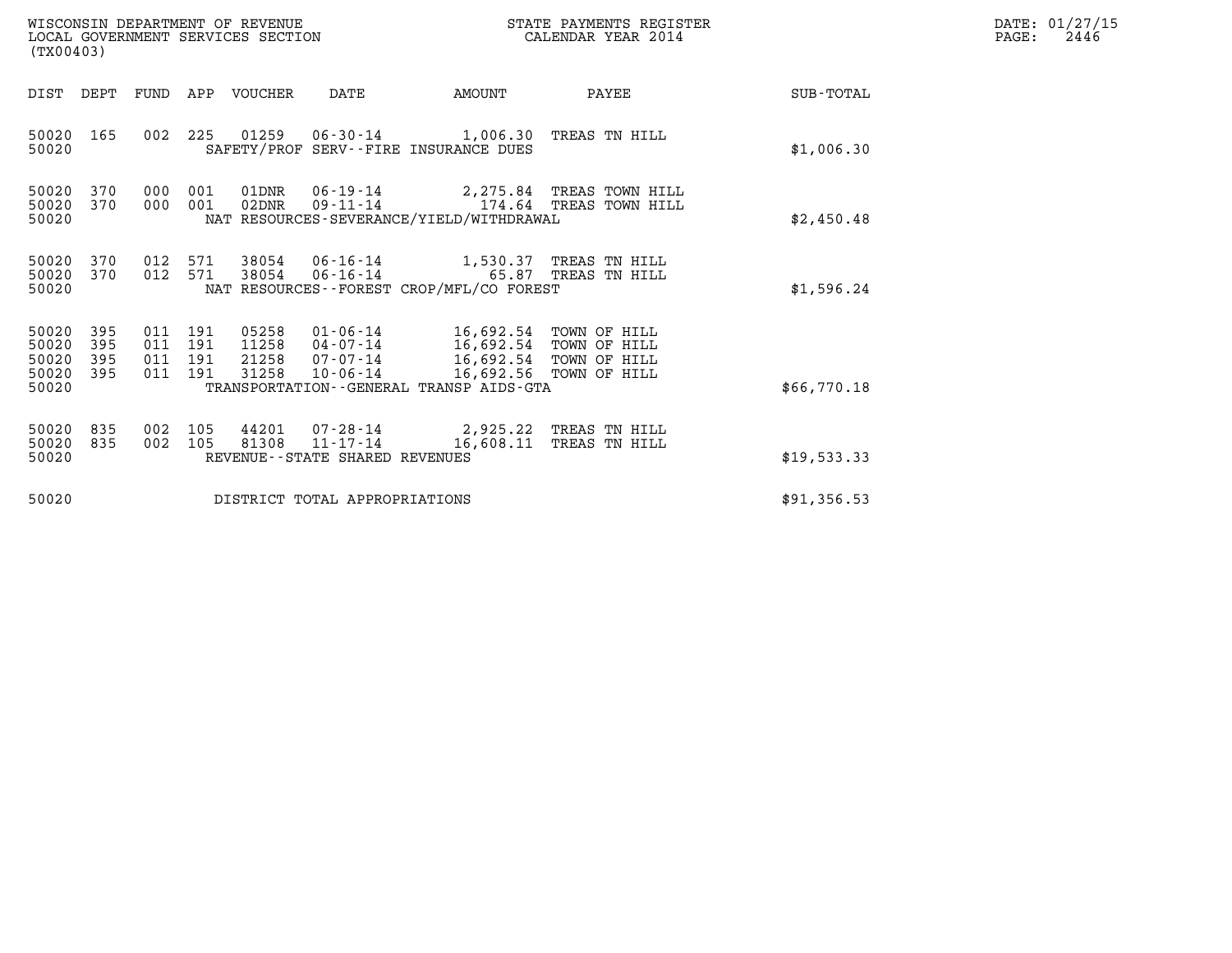WISCONSIN DEPARTMENT OF REVENUE
LOCAL GOVERNMENT SERVICES SECTION
(TX00403)

STATE PAYMENTS REGISTER
CALENDAR YEAR 2014

DATE: 01/27/15

| DIST | DEPT | FUND | APP | VOUCHER | DATE | AMOUNT | PAYEE | SUB-TOTAL |
|---|---|---|---|---|---|---|---|---|
| 50020 | 165 | 002 | 225 | 01259 | 06-30-14 | 1,006.30 | TREAS TN HILL | |
| 50020 | | | | SAFETY/PROF SERV--FIRE INSURANCE DUES | | | | $1,006.30 |
| 50020 | 370 | 000 | 001 | 01DNR | 06-19-14 | 2,275.84 | TREAS TOWN HILL | |
| 50020 | 370 | 000 | 001 | 02DNR | 09-11-14 | 174.64 | TREAS TOWN HILL | |
| 50020 | | | | NAT RESOURCES-SEVERANCE/YIELD/WITHDRAWAL | | | | $2,450.48 |
| 50020 | 370 | 012 | 571 | 38054 | 06-16-14 | 1,530.37 | TREAS TN HILL | |
| 50020 | 370 | 012 | 571 | 38054 | 06-16-14 | 65.87 | TREAS TN HILL | |
| 50020 | | | | NAT RESOURCES--FOREST CROP/MFL/CO FOREST | | | | $1,596.24 |
| 50020 | 395 | 011 | 191 | 05258 | 01-06-14 | 16,692.54 | TOWN OF HILL | |
| 50020 | 395 | 011 | 191 | 11258 | 04-07-14 | 16,692.54 | TOWN OF HILL | |
| 50020 | 395 | 011 | 191 | 21258 | 07-07-14 | 16,692.54 | TOWN OF HILL | |
| 50020 | 395 | 011 | 191 | 31258 | 10-06-14 | 16,692.56 | TOWN OF HILL | |
| 50020 | | | | TRANSPORTATION--GENERAL TRANSP AIDS-GTA | | | | $66,770.18 |
| 50020 | 835 | 002 | 105 | 44201 | 07-28-14 | 2,925.22 | TREAS TN HILL | |
| 50020 | 835 | 002 | 105 | 81308 | 11-17-14 | 16,608.11 | TREAS TN HILL | |
| 50020 | | | | REVENUE--STATE SHARED REVENUES | | | | $19,533.33 |
| 50020 | | | | DISTRICT TOTAL APPROPRIATIONS | | | | $91,356.53 |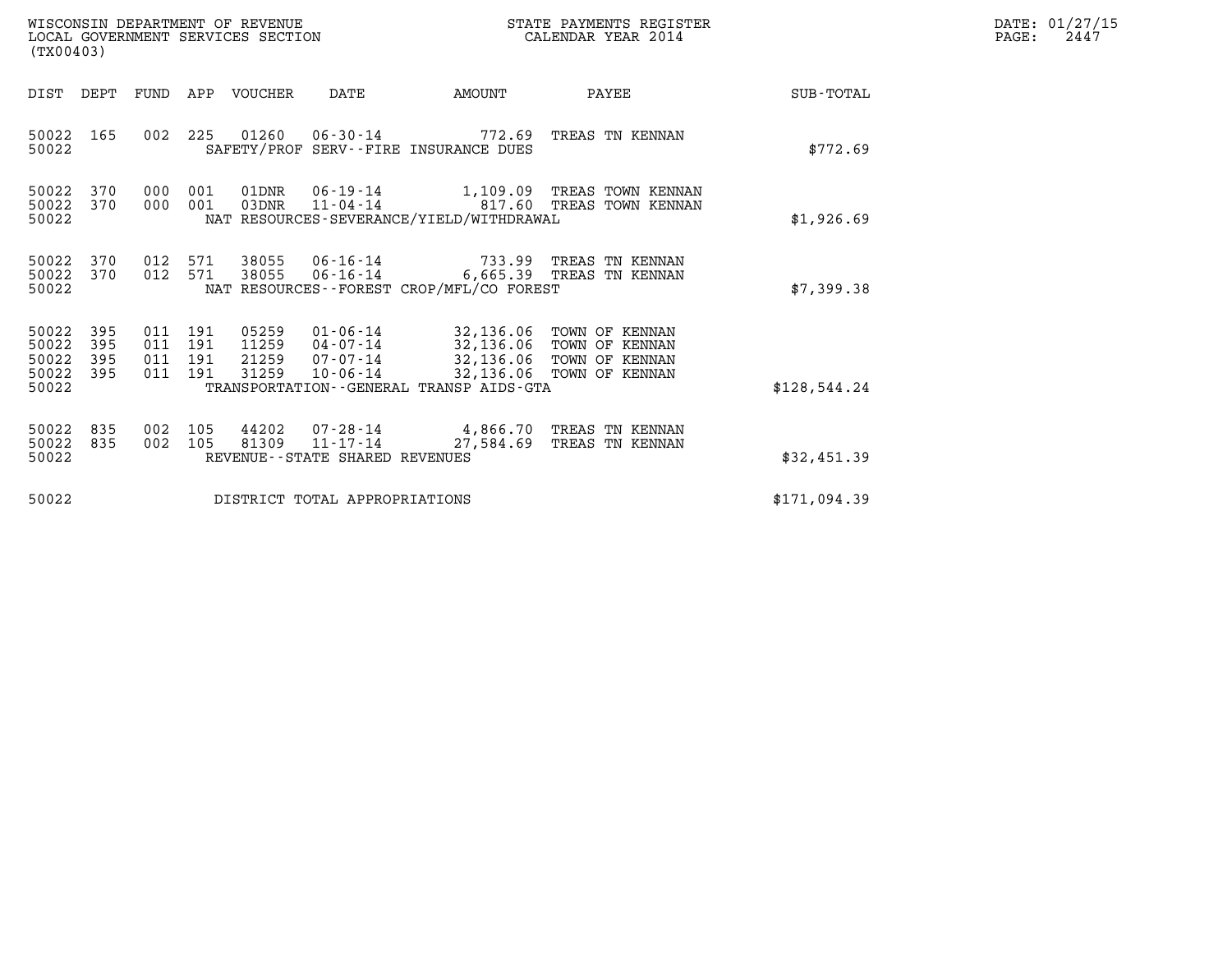WISCONSIN DEPARTMENT OF REVENUE
LOCAL GOVERNMENT SERVICES SECTION
(TX00403)

STATE PAYMENTS REGISTER
CALENDAR YEAR 2014

| DIST | DEPT | FUND | APP | VOUCHER | DATE | AMOUNT | PAYEE | SUB-TOTAL |
|---|---|---|---|---|---|---|---|---|
| 50022 | 165 | 002 | 225 | 01260 | 06-30-14 | 772.69 | TREAS TN KENNAN | |
| 50022 | | | | | SAFETY/PROF SERV--FIRE INSURANCE DUES | | | $772.69 |
| 50022 | 370 | 000 | 001 | 01DNR | 06-19-14 | 1,109.09 | TREAS TOWN KENNAN | |
| 50022 | 370 | 000 | 001 | 03DNR | 11-04-14 | 817.60 | TREAS TOWN KENNAN | |
| 50022 | | | | | NAT RESOURCES-SEVERANCE/YIELD/WITHDRAWAL | | | $1,926.69 |
| 50022 | 370 | 012 | 571 | 38055 | 06-16-14 | 733.99 | TREAS TN KENNAN | |
| 50022 | 370 | 012 | 571 | 38055 | 06-16-14 | 6,665.39 | TREAS TN KENNAN | |
| 50022 | | | | | NAT RESOURCES--FOREST CROP/MFL/CO FOREST | | | $7,399.38 |
| 50022 | 395 | 011 | 191 | 05259 | 01-06-14 | 32,136.06 | TOWN OF KENNAN | |
| 50022 | 395 | 011 | 191 | 11259 | 04-07-14 | 32,136.06 | TOWN OF KENNAN | |
| 50022 | 395 | 011 | 191 | 21259 | 07-07-14 | 32,136.06 | TOWN OF KENNAN | |
| 50022 | 395 | 011 | 191 | 31259 | 10-06-14 | 32,136.06 | TOWN OF KENNAN | |
| 50022 | | | | | TRANSPORTATION--GENERAL TRANSP AIDS-GTA | | | $128,544.24 |
| 50022 | 835 | 002 | 105 | 44202 | 07-28-14 | 4,866.70 | TREAS TN KENNAN | |
| 50022 | 835 | 002 | 105 | 81309 | 11-17-14 | 27,584.69 | TREAS TN KENNAN | |
| 50022 | | | | | REVENUE--STATE SHARED REVENUES | | | $32,451.39 |
| 50022 | | | | | DISTRICT TOTAL APPROPRIATIONS | | | $171,094.39 |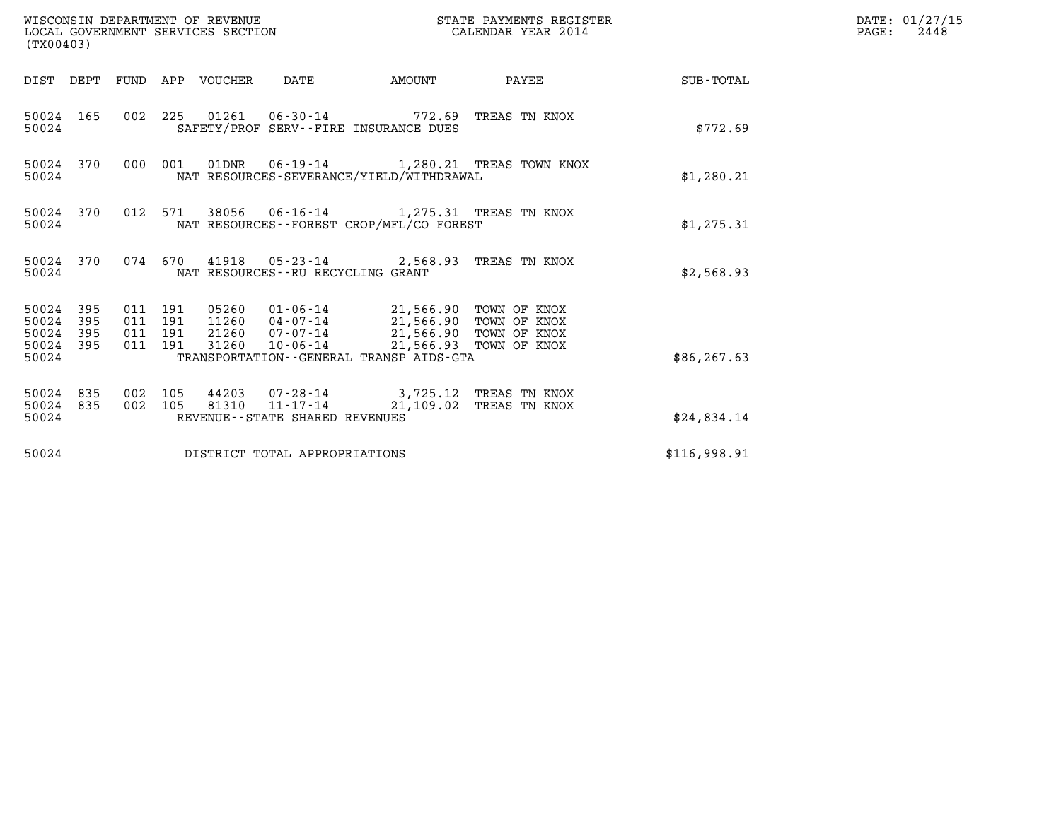WISCONSIN DEPARTMENT OF REVENUE
LOCAL GOVERNMENT SERVICES SECTION
(TX00403)

STATE PAYMENTS REGISTER
CALENDAR YEAR 2014

DATE: 01/27/15
PAGE: 2448

| DIST | DEPT | FUND | APP | VOUCHER | DATE | AMOUNT | PAYEE | SUB-TOTAL |
|---|---|---|---|---|---|---|---|---|
| 50024 | 165 | 002 | 225 | 01261 | 06-30-14 | 772.69 | TREAS TN KNOX | |
| 50024 | | | | SAFETY/PROF SERV--FIRE INSURANCE DUES | | | | $772.69 |
| 50024 | 370 | 000 | 001 | 01DNR | 06-19-14 | 1,280.21 | TREAS TOWN KNOX | |
| 50024 | | | | NAT RESOURCES-SEVERANCE/YIELD/WITHDRAWAL | | | | $1,280.21 |
| 50024 | 370 | 012 | 571 | 38056 | 06-16-14 | 1,275.31 | TREAS TN KNOX | |
| 50024 | | | | NAT RESOURCES--FOREST CROP/MFL/CO FOREST | | | | $1,275.31 |
| 50024 | 370 | 074 | 670 | 41918 | 05-23-14 | 2,568.93 | TREAS TN KNOX | |
| 50024 | | | | NAT RESOURCES--RU RECYCLING GRANT | | | | $2,568.93 |
| 50024 | 395 | 011 | 191 | 05260 | 01-06-14 | 21,566.90 | TOWN OF KNOX | |
| 50024 | 395 | 011 | 191 | 11260 | 04-07-14 | 21,566.90 | TOWN OF KNOX | |
| 50024 | 395 | 011 | 191 | 21260 | 07-07-14 | 21,566.90 | TOWN OF KNOX | |
| 50024 | 395 | 011 | 191 | 31260 | 10-06-14 | 21,566.93 | TOWN OF KNOX | |
| 50024 | | | | TRANSPORTATION--GENERAL TRANSP AIDS-GTA | | | | $86,267.63 |
| 50024 | 835 | 002 | 105 | 44203 | 07-28-14 | 3,725.12 | TREAS TN KNOX | |
| 50024 | 835 | 002 | 105 | 81310 | 11-17-14 | 21,109.02 | TREAS TN KNOX | |
| 50024 | | | | REVENUE--STATE SHARED REVENUES | | | | $24,834.14 |
| 50024 | | | | DISTRICT TOTAL APPROPRIATIONS | | | | $116,998.91 |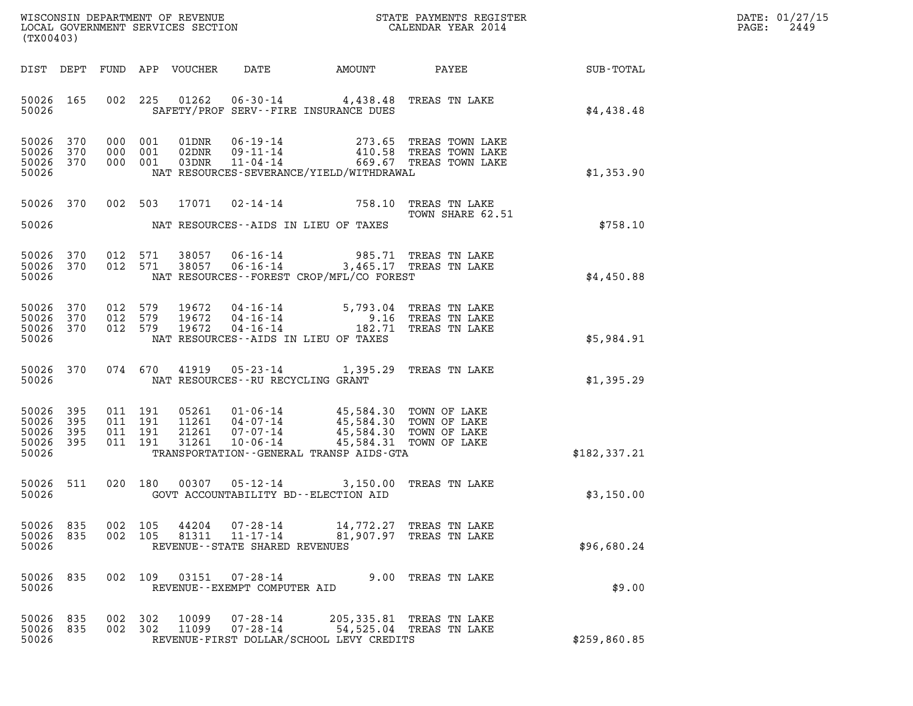WISCONSIN DEPARTMENT OF REVENUE
LOCAL GOVERNMENT SERVICES SECTION
(TX00403)

STATE PAYMENTS REGISTER
CALENDAR YEAR 2014

DATE: 01/27/15

| DIST | DEPT | FUND | APP | VOUCHER | DATE | AMOUNT | PAYEE | SUB-TOTAL |
|---|---|---|---|---|---|---|---|---|
| 50026 | 165 | 002 | 225 | 01262 | 06-30-14 | 4,438.48 | TREAS TN LAKE | |
| 50026 | | | | SAFETY/PROF SERV--FIRE INSURANCE DUES | | | | $4,438.48 |
| 50026 | 370 | 000 | 001 | 01DNR | 06-19-14 | 273.65 | TREAS TOWN LAKE | |
| 50026 | 370 | 000 | 001 | 02DNR | 09-11-14 | 410.58 | TREAS TOWN LAKE | |
| 50026 | 370 | 000 | 001 | 03DNR | 11-04-14 | 669.67 | TREAS TOWN LAKE | |
| 50026 | | | | NAT RESOURCES-SEVERANCE/YIELD/WITHDRAWAL | | | | $1,353.90 |
| 50026 | 370 | 002 | 503 | 17071 | 02-14-14 | 758.10 | TREAS TN LAKE TOWN SHARE 62.51 | |
| 50026 | | | | NAT RESOURCES--AIDS IN LIEU OF TAXES | | | | $758.10 |
| 50026 | 370 | 012 | 571 | 38057 | 06-16-14 | 985.71 | TREAS TN LAKE | |
| 50026 | 370 | 012 | 571 | 38057 | 06-16-14 | 3,465.17 | TREAS TN LAKE | |
| 50026 | | | | NAT RESOURCES--FOREST CROP/MFL/CO FOREST | | | | $4,450.88 |
| 50026 | 370 | 012 | 579 | 19672 | 04-16-14 | 5,793.04 | TREAS TN LAKE | |
| 50026 | 370 | 012 | 579 | 19672 | 04-16-14 | 9.16 | TREAS TN LAKE | |
| 50026 | 370 | 012 | 579 | 19672 | 04-16-14 | 182.71 | TREAS TN LAKE | |
| 50026 | | | | NAT RESOURCES--AIDS IN LIEU OF TAXES | | | | $5,984.91 |
| 50026 | 370 | 074 | 670 | 41919 | 05-23-14 | 1,395.29 | TREAS TN LAKE | |
| 50026 | | | | NAT RESOURCES--RU RECYCLING GRANT | | | | $1,395.29 |
| 50026 | 395 | 011 | 191 | 05261 | 01-06-14 | 45,584.30 | TOWN OF LAKE | |
| 50026 | 395 | 011 | 191 | 11261 | 04-07-14 | 45,584.30 | TOWN OF LAKE | |
| 50026 | 395 | 011 | 191 | 21261 | 07-07-14 | 45,584.30 | TOWN OF LAKE | |
| 50026 | 395 | 011 | 191 | 31261 | 10-06-14 | 45,584.31 | TOWN OF LAKE | |
| 50026 | | | | TRANSPORTATION--GENERAL TRANSP AIDS-GTA | | | | $182,337.21 |
| 50026 | 511 | 020 | 180 | 00307 | 05-12-14 | 3,150.00 | TREAS TN LAKE | |
| 50026 | | | | GOVT ACCOUNTABILITY BD--ELECTION AID | | | | $3,150.00 |
| 50026 | 835 | 002 | 105 | 44204 | 07-28-14 | 14,772.27 | TREAS TN LAKE | |
| 50026 | 835 | 002 | 105 | 81311 | 11-17-14 | 81,907.97 | TREAS TN LAKE | |
| 50026 | | | | REVENUE--STATE SHARED REVENUES | | | | $96,680.24 |
| 50026 | 835 | 002 | 109 | 03151 | 07-28-14 | 9.00 | TREAS TN LAKE | |
| 50026 | | | | REVENUE--EXEMPT COMPUTER AID | | | | $9.00 |
| 50026 | 835 | 002 | 302 | 10099 | 07-28-14 | 205,335.81 | TREAS TN LAKE | |
| 50026 | 835 | 002 | 302 | 11099 | 07-28-14 | 54,525.04 | TREAS TN LAKE | |
| 50026 | | | | REVENUE-FIRST DOLLAR/SCHOOL LEVY CREDITS | | | | $259,860.85 |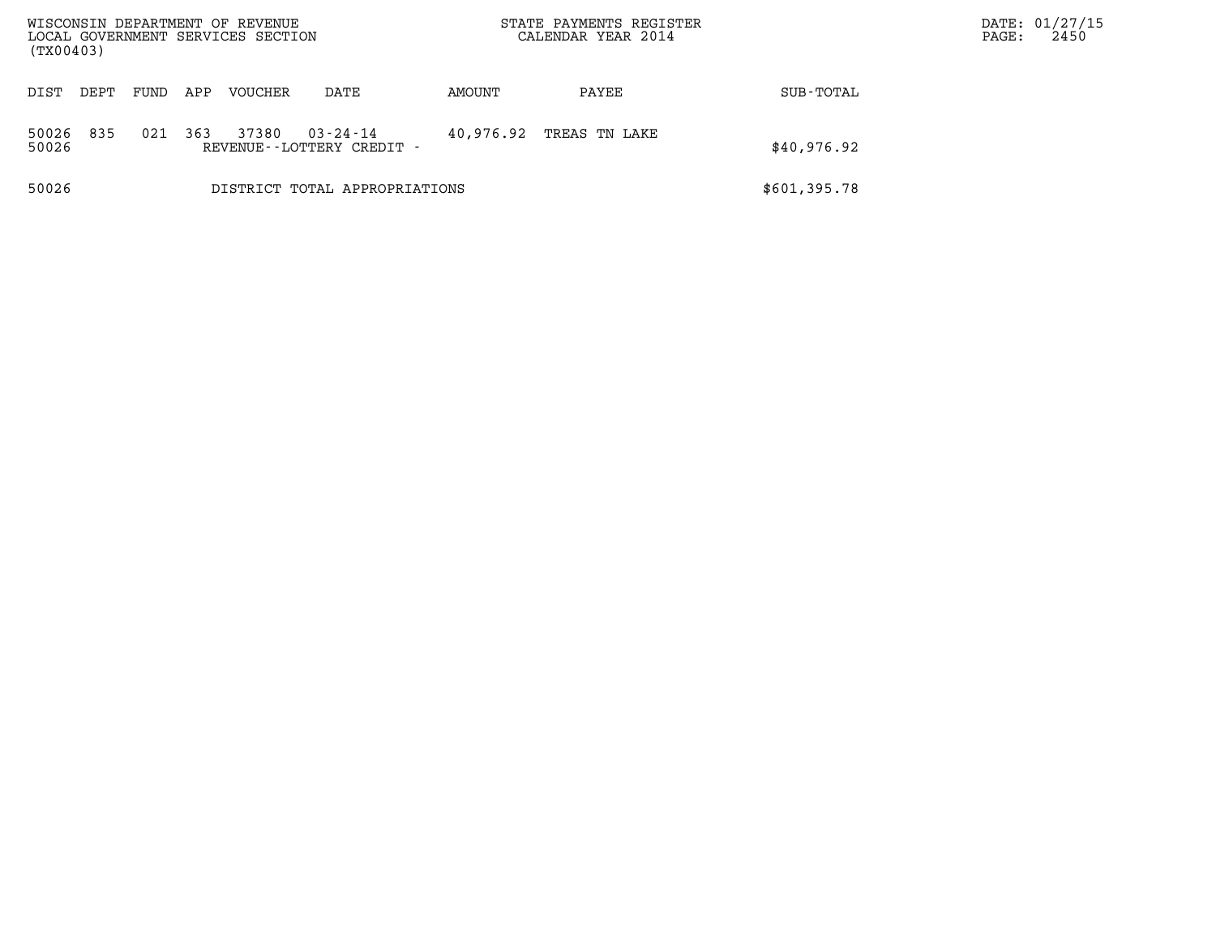| DIST | DEPT | FUND | APP | VOUCHER | DATE | AMOUNT | PAYEE | SUB-TOTAL |
|---|---|---|---|---|---|---|---|---|
| 50026 | 835 | 021 | 363 | 37380 | 03-24-14 | 40,976.92 | TREAS TN LAKE | |
| 50026 | | | | REVENUE--LOTTERY CREDIT - | | | | $40,976.92 |
| 50026 | | | | DISTRICT TOTAL APPROPRIATIONS | | | | $601,395.78 |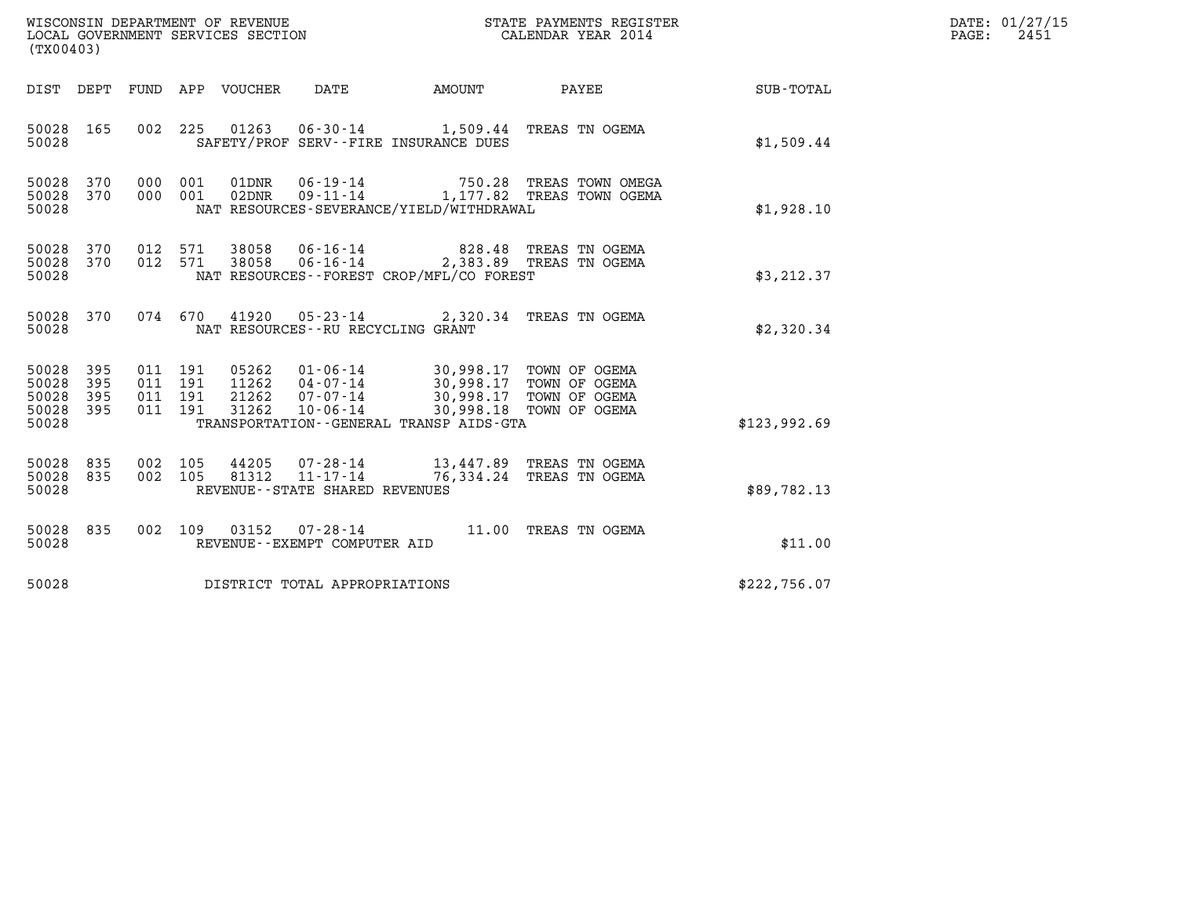WISCONSIN DEPARTMENT OF REVENUE
LOCAL GOVERNMENT SERVICES SECTION
(TX00403)

STATE PAYMENTS REGISTER
CALENDAR YEAR 2014

DATE: 01/27/15
PAGE: 2451

| DIST | DEPT | FUND | APP | VOUCHER | DATE | AMOUNT | PAYEE | SUB-TOTAL |
|---|---|---|---|---|---|---|---|---|
| 50028 | 165 | 002 | 225 | 01263 | 06-30-14 | 1,509.44 | TREAS TN OGEMA | |
| 50028 | | | | SAFETY/PROF SERV--FIRE INSURANCE DUES | | | | $1,509.44 |
| 50028 | 370 | 000 | 001 | 01DNR | 06-19-14 | 750.28 | TREAS TOWN OMEGA | |
| 50028 | 370 | 000 | 001 | 02DNR | 09-11-14 | 1,177.82 | TREAS TOWN OGEMA | |
| 50028 | | | | NAT RESOURCES-SEVERANCE/YIELD/WITHDRAWAL | | | | $1,928.10 |
| 50028 | 370 | 012 | 571 | 38058 | 06-16-14 | 828.48 | TREAS TN OGEMA | |
| 50028 | 370 | 012 | 571 | 38058 | 06-16-14 | 2,383.89 | TREAS TN OGEMA | |
| 50028 | | | | NAT RESOURCES--FOREST CROP/MFL/CO FOREST | | | | $3,212.37 |
| 50028 | 370 | 074 | 670 | 41920 | 05-23-14 | 2,320.34 | TREAS TN OGEMA | |
| 50028 | | | | NAT RESOURCES--RU RECYCLING GRANT | | | | $2,320.34 |
| 50028 | 395 | 011 | 191 | 05262 | 01-06-14 | 30,998.17 | TOWN OF OGEMA | |
| 50028 | 395 | 011 | 191 | 11262 | 04-07-14 | 30,998.17 | TOWN OF OGEMA | |
| 50028 | 395 | 011 | 191 | 21262 | 07-07-14 | 30,998.17 | TOWN OF OGEMA | |
| 50028 | 395 | 011 | 191 | 31262 | 10-06-14 | 30,998.18 | TOWN OF OGEMA | |
| 50028 | | | | TRANSPORTATION--GENERAL TRANSP AIDS-GTA | | | | $123,992.69 |
| 50028 | 835 | 002 | 105 | 44205 | 07-28-14 | 13,447.89 | TREAS TN OGEMA | |
| 50028 | 835 | 002 | 105 | 81312 | 11-17-14 | 76,334.24 | TREAS TN OGEMA | |
| 50028 | | | | REVENUE--STATE SHARED REVENUES | | | | $89,782.13 |
| 50028 | 835 | 002 | 109 | 03152 | 07-28-14 | 11.00 | TREAS TN OGEMA | |
| 50028 | | | | REVENUE--EXEMPT COMPUTER AID | | | | $11.00 |
| 50028 | | | | DISTRICT TOTAL APPROPRIATIONS | | | | $222,756.07 |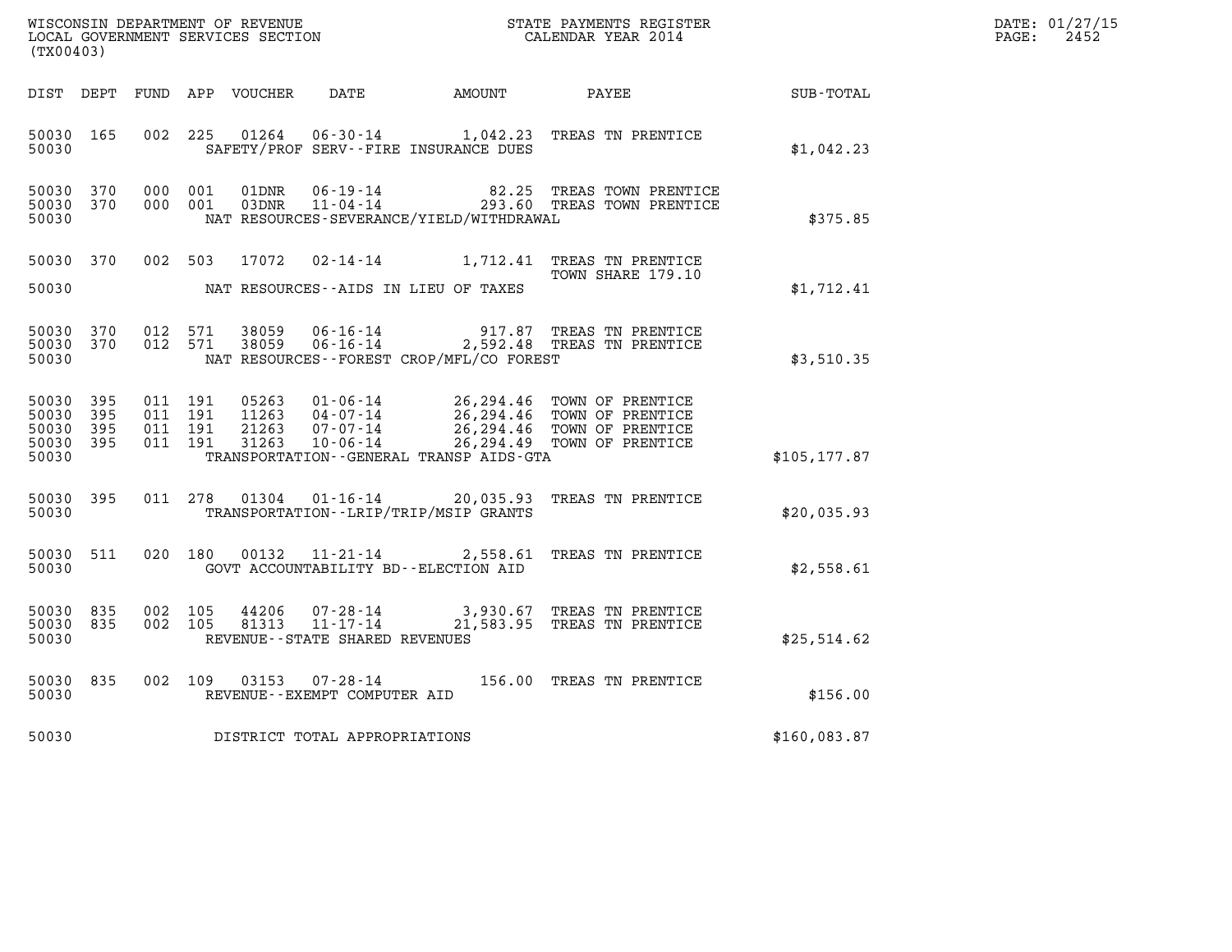WISCONSIN DEPARTMENT OF REVENUE
LOCAL GOVERNMENT SERVICES SECTION
(TX00403)

STATE PAYMENTS REGISTER
CALENDAR YEAR 2014

DATE: 01/27/15
PAGE: 2452

| DIST | DEPT | FUND | APP | VOUCHER | DATE | AMOUNT | PAYEE | SUB-TOTAL |
|---|---|---|---|---|---|---|---|---|
| 50030 | 165 | 002 | 225 | 01264 | 06-30-14 | 1,042.23 | TREAS TN PRENTICE | |
| 50030 | | | | | SAFETY/PROF SERV--FIRE INSURANCE DUES | | | $1,042.23 |
| 50030 | 370 | 000 | 001 | 01DNR | 06-19-14 | 82.25 | TREAS TOWN PRENTICE | |
| 50030 | 370 | 000 | 001 | 03DNR | 11-04-14 | 293.60 | TREAS TOWN PRENTICE | |
| 50030 | | | | | NAT RESOURCES-SEVERANCE/YIELD/WITHDRAWAL | | | $375.85 |
| 50030 | 370 | 002 | 503 | 17072 | 02-14-14 | 1,712.41 | TREAS TN PRENTICE TOWN SHARE 179.10 | |
| 50030 | | | | | NAT RESOURCES--AIDS IN LIEU OF TAXES | | | $1,712.41 |
| 50030 | 370 | 012 | 571 | 38059 | 06-16-14 | 917.87 | TREAS TN PRENTICE | |
| 50030 | 370 | 012 | 571 | 38059 | 06-16-14 | 2,592.48 | TREAS TN PRENTICE | |
| 50030 | | | | | NAT RESOURCES--FOREST CROP/MFL/CO FOREST | | | $3,510.35 |
| 50030 | 395 | 011 | 191 | 05263 | 01-06-14 | 26,294.46 | TOWN OF PRENTICE | |
| 50030 | 395 | 011 | 191 | 11263 | 04-07-14 | 26,294.46 | TOWN OF PRENTICE | |
| 50030 | 395 | 011 | 191 | 21263 | 07-07-14 | 26,294.46 | TOWN OF PRENTICE | |
| 50030 | 395 | 011 | 191 | 31263 | 10-06-14 | 26,294.49 | TOWN OF PRENTICE | |
| 50030 | | | | | TRANSPORTATION--GENERAL TRANSP AIDS-GTA | | | $105,177.87 |
| 50030 | 395 | 011 | 278 | 01304 | 01-16-14 | 20,035.93 | TREAS TN PRENTICE | |
| 50030 | | | | | TRANSPORTATION--LRIP/TRIP/MSIP GRANTS | | | $20,035.93 |
| 50030 | 511 | 020 | 180 | 00132 | 11-21-14 | 2,558.61 | TREAS TN PRENTICE | |
| 50030 | | | | | GOVT ACCOUNTABILITY BD--ELECTION AID | | | $2,558.61 |
| 50030 | 835 | 002 | 105 | 44206 | 07-28-14 | 3,930.67 | TREAS TN PRENTICE | |
| 50030 | 835 | 002 | 105 | 81313 | 11-17-14 | 21,583.95 | TREAS TN PRENTICE | |
| 50030 | | | | | REVENUE--STATE SHARED REVENUES | | | $25,514.62 |
| 50030 | 835 | 002 | 109 | 03153 | 07-28-14 | 156.00 | TREAS TN PRENTICE | |
| 50030 | | | | | REVENUE--EXEMPT COMPUTER AID | | | $156.00 |
| 50030 | | | | | DISTRICT TOTAL APPROPRIATIONS | | | $160,083.87 |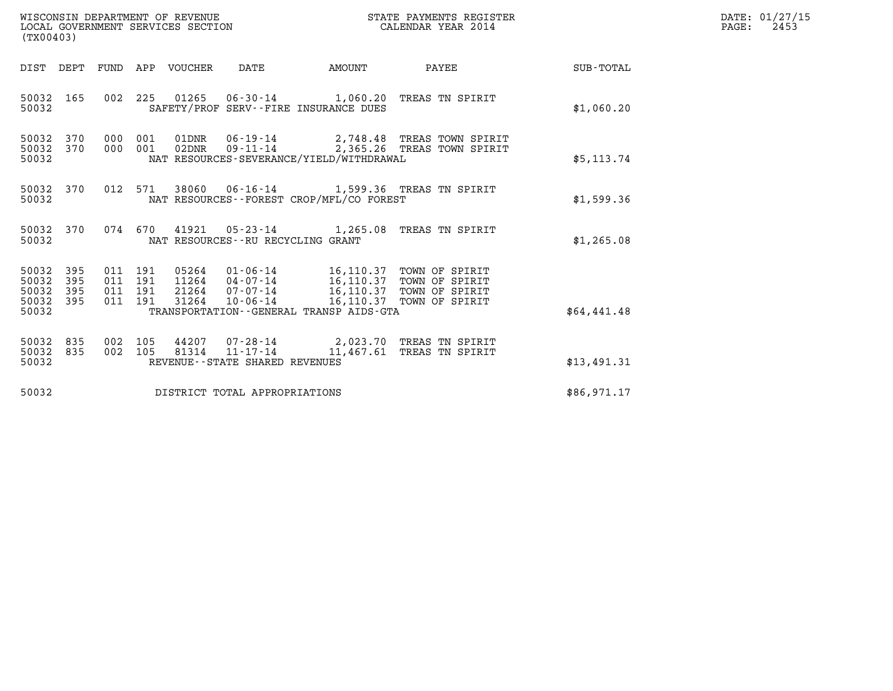WISCONSIN DEPARTMENT OF REVENUE
LOCAL GOVERNMENT SERVICES SECTION
(TX00403)

STATE PAYMENTS REGISTER
CALENDAR YEAR 2014

DATE: 01/27/15
PAGE: 2453

| DIST | DEPT | FUND | APP | VOUCHER | DATE | AMOUNT | PAYEE | SUB-TOTAL |
|---|---|---|---|---|---|---|---|---|
| 50032 | 165 | 002 | 225 | 01265 | 06-30-14 | 1,060.20 | TREAS TN SPIRIT | |
| 50032 | | | | SAFETY/PROF SERV--FIRE INSURANCE DUES | | | | $1,060.20 |
| 50032 | 370 | 000 | 001 | 01DNR | 06-19-14 | 2,748.48 | TREAS TOWN SPIRIT | |
| 50032 | 370 | 000 | 001 | 02DNR | 09-11-14 | 2,365.26 | TREAS TOWN SPIRIT | |
| 50032 | | | | NAT RESOURCES-SEVERANCE/YIELD/WITHDRAWAL | | | | $5,113.74 |
| 50032 | 370 | 012 | 571 | 38060 | 06-16-14 | 1,599.36 | TREAS TN SPIRIT | |
| 50032 | | | | NAT RESOURCES--FOREST CROP/MFL/CO FOREST | | | | $1,599.36 |
| 50032 | 370 | 074 | 670 | 41921 | 05-23-14 | 1,265.08 | TREAS TN SPIRIT | |
| 50032 | | | | NAT RESOURCES--RU RECYCLING GRANT | | | | $1,265.08 |
| 50032 | 395 | 011 | 191 | 05264 | 01-06-14 | 16,110.37 | TOWN OF SPIRIT | |
| 50032 | 395 | 011 | 191 | 11264 | 04-07-14 | 16,110.37 | TOWN OF SPIRIT | |
| 50032 | 395 | 011 | 191 | 21264 | 07-07-14 | 16,110.37 | TOWN OF SPIRIT | |
| 50032 | 395 | 011 | 191 | 31264 | 10-06-14 | 16,110.37 | TOWN OF SPIRIT | |
| 50032 | | | | TRANSPORTATION--GENERAL TRANSP AIDS-GTA | | | | $64,441.48 |
| 50032 | 835 | 002 | 105 | 44207 | 07-28-14 | 2,023.70 | TREAS TN SPIRIT | |
| 50032 | 835 | 002 | 105 | 81314 | 11-17-14 | 11,467.61 | TREAS TN SPIRIT | |
| 50032 | | | | REVENUE--STATE SHARED REVENUES | | | | $13,491.31 |
| 50032 | | | | DISTRICT TOTAL APPROPRIATIONS | | | | $86,971.17 |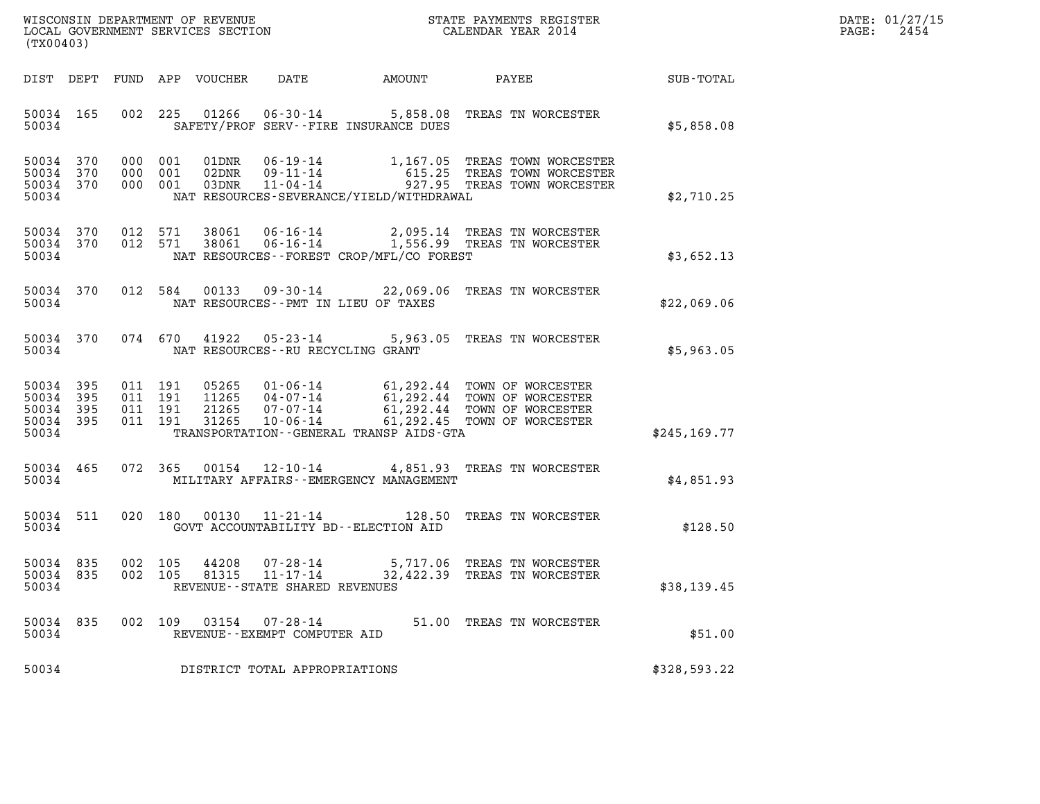WISCONSIN DEPARTMENT OF REVENUE
LOCAL GOVERNMENT SERVICES SECTION
(TX00403)

STATE PAYMENTS REGISTER
CALENDAR YEAR 2014

DATE: 01/27/15
PAGE: 2454

| DIST | DEPT | FUND | APP | VOUCHER | DATE | AMOUNT | PAYEE | SUB-TOTAL |
|---|---|---|---|---|---|---|---|---|
| 50034 | 165 | 002 | 225 | 01266 | 06-30-14 | 5,858.08 | TREAS TN WORCESTER | |
| 50034 | | | | | SAFETY/PROF SERV--FIRE INSURANCE DUES | | | $5,858.08 |
| 50034 | 370 | 000 | 001 | 01DNR | 06-19-14 | 1,167.05 | TREAS TOWN WORCESTER | |
| 50034 | 370 | 000 | 001 | 02DNR | 09-11-14 | 615.25 | TREAS TOWN WORCESTER | |
| 50034 | 370 | 000 | 001 | 03DNR | 11-04-14 | 927.95 | TREAS TOWN WORCESTER | |
| 50034 | | | | | NAT RESOURCES-SEVERANCE/YIELD/WITHDRAWAL | | | $2,710.25 |
| 50034 | 370 | 012 | 571 | 38061 | 06-16-14 | 2,095.14 | TREAS TN WORCESTER | |
| 50034 | 370 | 012 | 571 | 38061 | 06-16-14 | 1,556.99 | TREAS TN WORCESTER | |
| 50034 | | | | | NAT RESOURCES--FOREST CROP/MFL/CO FOREST | | | $3,652.13 |
| 50034 | 370 | 012 | 584 | 00133 | 09-30-14 | 22,069.06 | TREAS TN WORCESTER | |
| 50034 | | | | | NAT RESOURCES--PMT IN LIEU OF TAXES | | | $22,069.06 |
| 50034 | 370 | 074 | 670 | 41922 | 05-23-14 | 5,963.05 | TREAS TN WORCESTER | |
| 50034 | | | | | NAT RESOURCES--RU RECYCLING GRANT | | | $5,963.05 |
| 50034 | 395 | 011 | 191 | 05265 | 01-06-14 | 61,292.44 | TOWN OF WORCESTER | |
| 50034 | 395 | 011 | 191 | 11265 | 04-07-14 | 61,292.44 | TOWN OF WORCESTER | |
| 50034 | 395 | 011 | 191 | 21265 | 07-07-14 | 61,292.44 | TOWN OF WORCESTER | |
| 50034 | 395 | 011 | 191 | 31265 | 10-06-14 | 61,292.45 | TOWN OF WORCESTER | |
| 50034 | | | | | TRANSPORTATION--GENERAL TRANSP AIDS-GTA | | | $245,169.77 |
| 50034 | 465 | 072 | 365 | 00154 | 12-10-14 | 4,851.93 | TREAS TN WORCESTER | |
| 50034 | | | | | MILITARY AFFAIRS--EMERGENCY MANAGEMENT | | | $4,851.93 |
| 50034 | 511 | 020 | 180 | 00130 | 11-21-14 | 128.50 | TREAS TN WORCESTER | |
| 50034 | | | | | GOVT ACCOUNTABILITY BD--ELECTION AID | | | $128.50 |
| 50034 | 835 | 002 | 105 | 44208 | 07-28-14 | 5,717.06 | TREAS TN WORCESTER | |
| 50034 | 835 | 002 | 105 | 81315 | 11-17-14 | 32,422.39 | TREAS TN WORCESTER | |
| 50034 | | | | | REVENUE--STATE SHARED REVENUES | | | $38,139.45 |
| 50034 | 835 | 002 | 109 | 03154 | 07-28-14 | 51.00 | TREAS TN WORCESTER | |
| 50034 | | | | | REVENUE--EXEMPT COMPUTER AID | | | $51.00 |
| 50034 | | | | | DISTRICT TOTAL APPROPRIATIONS | | | $328,593.22 |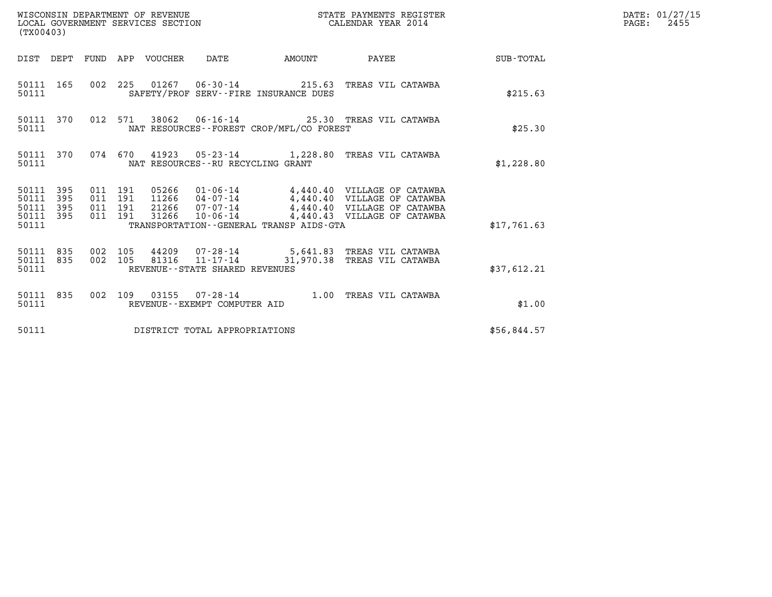WISCONSIN DEPARTMENT OF REVENUE
LOCAL GOVERNMENT SERVICES SECTION
(TX00403)

STATE PAYMENTS REGISTER
CALENDAR YEAR 2014

DATE: 01/27/15

| DIST | DEPT | FUND | APP | VOUCHER | DATE | AMOUNT | PAYEE | SUB-TOTAL |
|---|---|---|---|---|---|---|---|---|
| 50111 | 165 | 002 | 225 | 01267 | 06-30-14 | 215.63 | TREAS VIL CATAWBA | |
| 50111 | | | | SAFETY/PROF SERV--FIRE INSURANCE DUES | | | | $215.63 |
| 50111 | 370 | 012 | 571 | 38062 | 06-16-14 | 25.30 | TREAS VIL CATAWBA | |
| 50111 | | | | NAT RESOURCES--FOREST CROP/MFL/CO FOREST | | | | $25.30 |
| 50111 | 370 | 074 | 670 | 41923 | 05-23-14 | 1,228.80 | TREAS VIL CATAWBA | |
| 50111 | | | | NAT RESOURCES--RU RECYCLING GRANT | | | | $1,228.80 |
| 50111 | 395 | 011 | 191 | 05266 | 01-06-14 | 4,440.40 | VILLAGE OF CATAWBA | |
| 50111 | 395 | 011 | 191 | 11266 | 04-07-14 | 4,440.40 | VILLAGE OF CATAWBA | |
| 50111 | 395 | 011 | 191 | 21266 | 07-07-14 | 4,440.40 | VILLAGE OF CATAWBA | |
| 50111 | 395 | 011 | 191 | 31266 | 10-06-14 | 4,440.43 | VILLAGE OF CATAWBA | |
| 50111 | | | | TRANSPORTATION--GENERAL TRANSP AIDS-GTA | | | | $17,761.63 |
| 50111 | 835 | 002 | 105 | 44209 | 07-28-14 | 5,641.83 | TREAS VIL CATAWBA | |
| 50111 | 835 | 002 | 105 | 81316 | 11-17-14 | 31,970.38 | TREAS VIL CATAWBA | |
| 50111 | | | | REVENUE--STATE SHARED REVENUES | | | | $37,612.21 |
| 50111 | 835 | 002 | 109 | 03155 | 07-28-14 | 1.00 | TREAS VIL CATAWBA | |
| 50111 | | | | REVENUE--EXEMPT COMPUTER AID | | | | $1.00 |
| 50111 | | | | DISTRICT TOTAL APPROPRIATIONS | | | | $56,844.57 |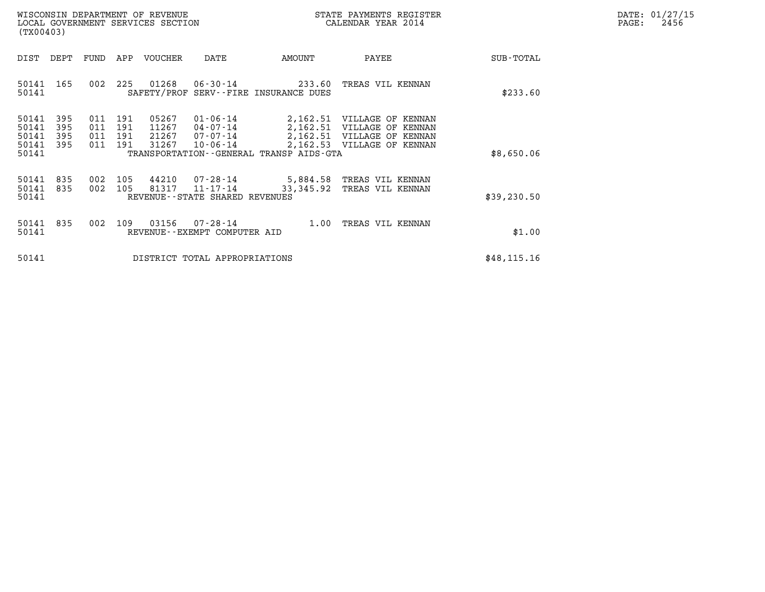WISCONSIN DEPARTMENT OF REVENUE
LOCAL GOVERNMENT SERVICES SECTION
(TX00403)

STATE PAYMENTS REGISTER
CALENDAR YEAR 2014

DATE: 01/27/15
PAGE: 2456

| DIST | DEPT | FUND | APP | VOUCHER | DATE | AMOUNT | PAYEE | SUB-TOTAL |
|---|---|---|---|---|---|---|---|---|
| 50141 | 165 | 002 | 225 | 01268 | 06-30-14 | 233.60 | TREAS VIL KENNAN | |
| 50141 | | | | SAFETY/PROF SERV--FIRE INSURANCE DUES | | | | $233.60 |
| 50141 | 395 | 011 | 191 | 05267 | 01-06-14 | 2,162.51 | VILLAGE OF KENNAN | |
| 50141 | 395 | 011 | 191 | 11267 | 04-07-14 | 2,162.51 | VILLAGE OF KENNAN | |
| 50141 | 395 | 011 | 191 | 21267 | 07-07-14 | 2,162.51 | VILLAGE OF KENNAN | |
| 50141 | 395 | 011 | 191 | 31267 | 10-06-14 | 2,162.53 | VILLAGE OF KENNAN | |
| 50141 | | | | TRANSPORTATION--GENERAL TRANSP AIDS-GTA | | | | $8,650.06 |
| 50141 | 835 | 002 | 105 | 44210 | 07-28-14 | 5,884.58 | TREAS VIL KENNAN | |
| 50141 | 835 | 002 | 105 | 81317 | 11-17-14 | 33,345.92 | TREAS VIL KENNAN | |
| 50141 | | | | REVENUE--STATE SHARED REVENUES | | | | $39,230.50 |
| 50141 | 835 | 002 | 109 | 03156 | 07-28-14 | 1.00 | TREAS VIL KENNAN | |
| 50141 | | | | REVENUE--EXEMPT COMPUTER AID | | | | $1.00 |
| 50141 | | | | DISTRICT TOTAL APPROPRIATIONS | | | | $48,115.16 |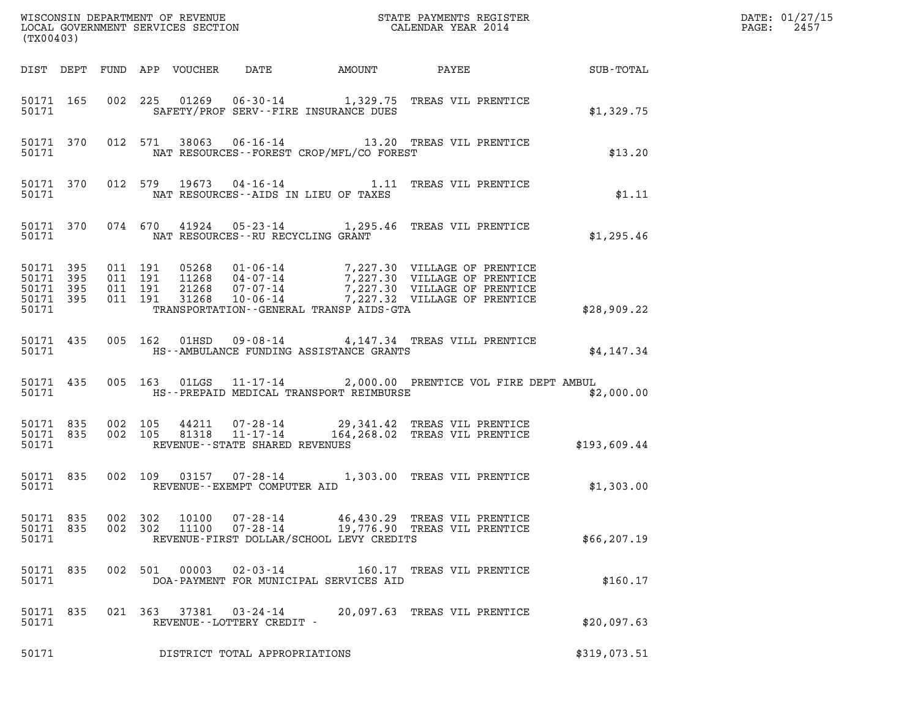WISCONSIN DEPARTMENT OF REVENUE
LOCAL GOVERNMENT SERVICES SECTION
(TX00403)

STATE PAYMENTS REGISTER
CALENDAR YEAR 2014

DATE: 01/27/15

| DIST | DEPT | FUND | APP | VOUCHER | DATE | AMOUNT | PAYEE | SUB-TOTAL |
|---|---|---|---|---|---|---|---|---|
| 50171 | 165 | 002 | 225 | 01269 | 06-30-14 | 1,329.75 | TREAS VIL PRENTICE | |
| 50171 | | | | | SAFETY/PROF SERV--FIRE INSURANCE DUES | | | $1,329.75 |
| 50171 | 370 | 012 | 571 | 38063 | 06-16-14 | 13.20 | TREAS VIL PRENTICE | |
| 50171 | | | | | NAT RESOURCES--FOREST CROP/MFL/CO FOREST | | | $13.20 |
| 50171 | 370 | 012 | 579 | 19673 | 04-16-14 | 1.11 | TREAS VIL PRENTICE | |
| 50171 | | | | | NAT RESOURCES--AIDS IN LIEU OF TAXES | | | $1.11 |
| 50171 | 370 | 074 | 670 | 41924 | 05-23-14 | 1,295.46 | TREAS VIL PRENTICE | |
| 50171 | | | | | NAT RESOURCES--RU RECYCLING GRANT | | | $1,295.46 |
| 50171 | 395 | 011 | 191 | 05268 | 01-06-14 | 7,227.30 | VILLAGE OF PRENTICE | |
| 50171 | 395 | 011 | 191 | 11268 | 04-07-14 | 7,227.30 | VILLAGE OF PRENTICE | |
| 50171 | 395 | 011 | 191 | 21268 | 07-07-14 | 7,227.30 | VILLAGE OF PRENTICE | |
| 50171 | 395 | 011 | 191 | 31268 | 10-06-14 | 7,227.32 | VILLAGE OF PRENTICE | |
| 50171 | | | | | TRANSPORTATION--GENERAL TRANSP AIDS-GTA | | | $28,909.22 |
| 50171 | 435 | 005 | 162 | 01HSD | 09-08-14 | 4,147.34 | TREAS VILL PRENTICE | |
| 50171 | | | | | HS--AMBULANCE FUNDING ASSISTANCE GRANTS | | | $4,147.34 |
| 50171 | 435 | 005 | 163 | 01LGS | 11-17-14 | 2,000.00 | PRENTICE VOL FIRE DEPT AMBUL | |
| 50171 | | | | | HS--PREPAID MEDICAL TRANSPORT REIMBURSE | | | $2,000.00 |
| 50171 | 835 | 002 | 105 | 44211 | 07-28-14 | 29,341.42 | TREAS VIL PRENTICE | |
| 50171 | 835 | 002 | 105 | 81318 | 11-17-14 | 164,268.02 | TREAS VIL PRENTICE | |
| 50171 | | | | | REVENUE--STATE SHARED REVENUES | | | $193,609.44 |
| 50171 | 835 | 002 | 109 | 03157 | 07-28-14 | 1,303.00 | TREAS VIL PRENTICE | |
| 50171 | | | | | REVENUE--EXEMPT COMPUTER AID | | | $1,303.00 |
| 50171 | 835 | 002 | 302 | 10100 | 07-28-14 | 46,430.29 | TREAS VIL PRENTICE | |
| 50171 | 835 | 002 | 302 | 11100 | 07-28-14 | 19,776.90 | TREAS VIL PRENTICE | |
| 50171 | | | | | REVENUE-FIRST DOLLAR/SCHOOL LEVY CREDITS | | | $66,207.19 |
| 50171 | 835 | 002 | 501 | 00003 | 02-03-14 | 160.17 | TREAS VIL PRENTICE | |
| 50171 | | | | | DOA-PAYMENT FOR MUNICIPAL SERVICES AID | | | $160.17 |
| 50171 | 835 | 021 | 363 | 37381 | 03-24-14 | 20,097.63 | TREAS VIL PRENTICE | |
| 50171 | | | | | REVENUE--LOTTERY CREDIT - | | | $20,097.63 |
| 50171 | | | | | DISTRICT TOTAL APPROPRIATIONS | | | $319,073.51 |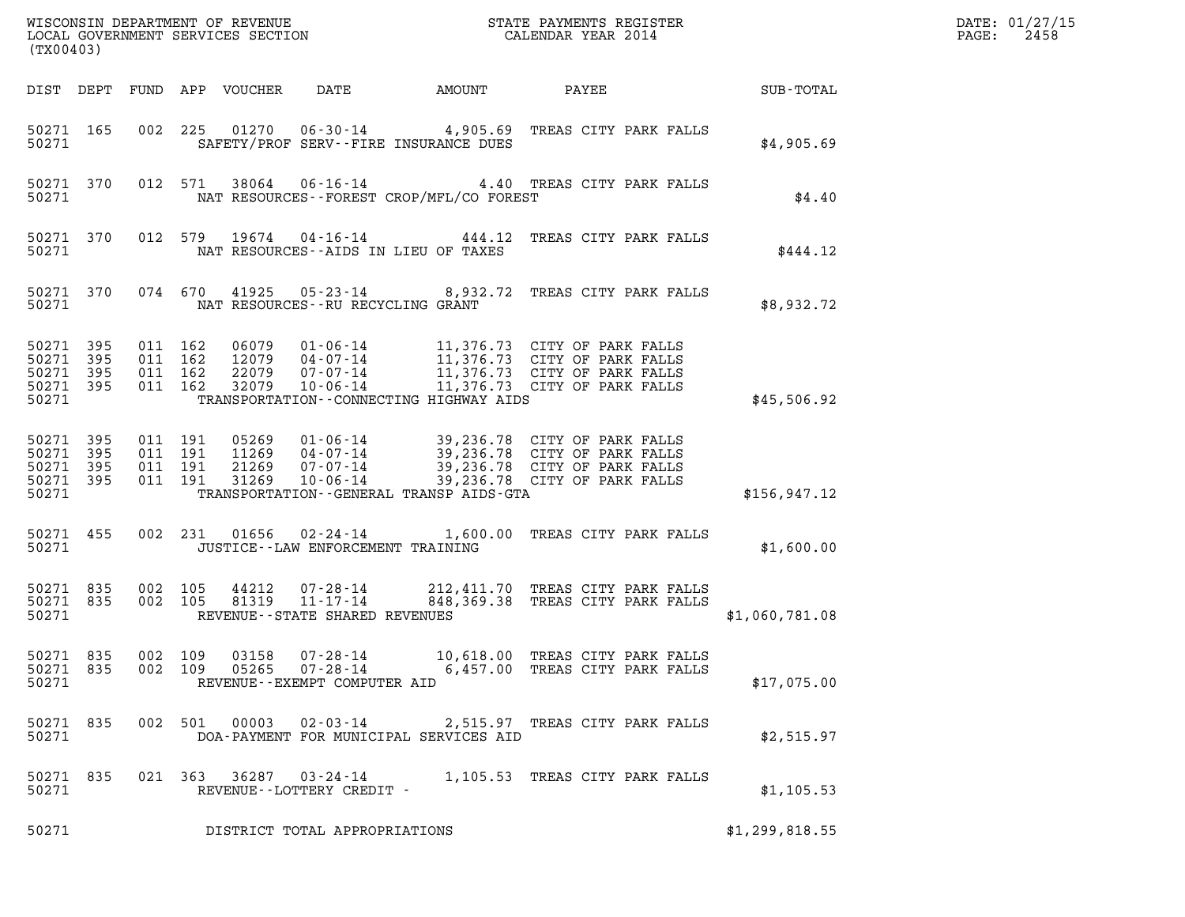WISCONSIN DEPARTMENT OF REVENUE
LOCAL GOVERNMENT SERVICES SECTION
(TX00403)

STATE PAYMENTS REGISTER
CALENDAR YEAR 2014

DATE: 01/27/15
PAGE: 2458

| DIST | DEPT | FUND | APP | VOUCHER | DATE | AMOUNT | PAYEE | SUB-TOTAL |
|---|---|---|---|---|---|---|---|---|
| 50271 | 165 | 002 | 225 | 01270 | 06-30-14 | 4,905.69 | TREAS CITY PARK FALLS | |
| 50271 | | | | | SAFETY/PROF SERV--FIRE INSURANCE DUES | | | $4,905.69 |
| 50271 | 370 | 012 | 571 | 38064 | 06-16-14 | 4.40 | TREAS CITY PARK FALLS | |
| 50271 | | | | | NAT RESOURCES--FOREST CROP/MFL/CO FOREST | | | $4.40 |
| 50271 | 370 | 012 | 579 | 19674 | 04-16-14 | 444.12 | TREAS CITY PARK FALLS | |
| 50271 | | | | | NAT RESOURCES--AIDS IN LIEU OF TAXES | | | $444.12 |
| 50271 | 370 | 074 | 670 | 41925 | 05-23-14 | 8,932.72 | TREAS CITY PARK FALLS | |
| 50271 | | | | | NAT RESOURCES--RU RECYCLING GRANT | | | $8,932.72 |
| 50271 | 395 | 011 | 162 | 06079 | 01-06-14 | 11,376.73 | CITY OF PARK FALLS | |
| 50271 | 395 | 011 | 162 | 12079 | 04-07-14 | 11,376.73 | CITY OF PARK FALLS | |
| 50271 | 395 | 011 | 162 | 22079 | 07-07-14 | 11,376.73 | CITY OF PARK FALLS | |
| 50271 | 395 | 011 | 162 | 32079 | 10-06-14 | 11,376.73 | CITY OF PARK FALLS | |
| 50271 | | | | | TRANSPORTATION--CONNECTING HIGHWAY AIDS | | | $45,506.92 |
| 50271 | 395 | 011 | 191 | 05269 | 01-06-14 | 39,236.78 | CITY OF PARK FALLS | |
| 50271 | 395 | 011 | 191 | 11269 | 04-07-14 | 39,236.78 | CITY OF PARK FALLS | |
| 50271 | 395 | 011 | 191 | 21269 | 07-07-14 | 39,236.78 | CITY OF PARK FALLS | |
| 50271 | 395 | 011 | 191 | 31269 | 10-06-14 | 39,236.78 | CITY OF PARK FALLS | |
| 50271 | | | | | TRANSPORTATION--GENERAL TRANSP AIDS-GTA | | | $156,947.12 |
| 50271 | 455 | 002 | 231 | 01656 | 02-24-14 | 1,600.00 | TREAS CITY PARK FALLS | |
| 50271 | | | | | JUSTICE--LAW ENFORCEMENT TRAINING | | | $1,600.00 |
| 50271 | 835 | 002 | 105 | 44212 | 07-28-14 | 212,411.70 | TREAS CITY PARK FALLS | |
| 50271 | 835 | 002 | 105 | 81319 | 11-17-14 | 848,369.38 | TREAS CITY PARK FALLS | |
| 50271 | | | | | REVENUE--STATE SHARED REVENUES | | | $1,060,781.08 |
| 50271 | 835 | 002 | 109 | 03158 | 07-28-14 | 10,618.00 | TREAS CITY PARK FALLS | |
| 50271 | 835 | 002 | 109 | 05265 | 07-28-14 | 6,457.00 | TREAS CITY PARK FALLS | |
| 50271 | | | | | REVENUE--EXEMPT COMPUTER AID | | | $17,075.00 |
| 50271 | 835 | 002 | 501 | 00003 | 02-03-14 | 2,515.97 | TREAS CITY PARK FALLS | |
| 50271 | | | | | DOA-PAYMENT FOR MUNICIPAL SERVICES AID | | | $2,515.97 |
| 50271 | 835 | 021 | 363 | 36287 | 03-24-14 | 1,105.53 | TREAS CITY PARK FALLS | |
| 50271 | | | | | REVENUE--LOTTERY CREDIT - | | | $1,105.53 |
| 50271 | | | | | DISTRICT TOTAL APPROPRIATIONS | | | $1,299,818.55 |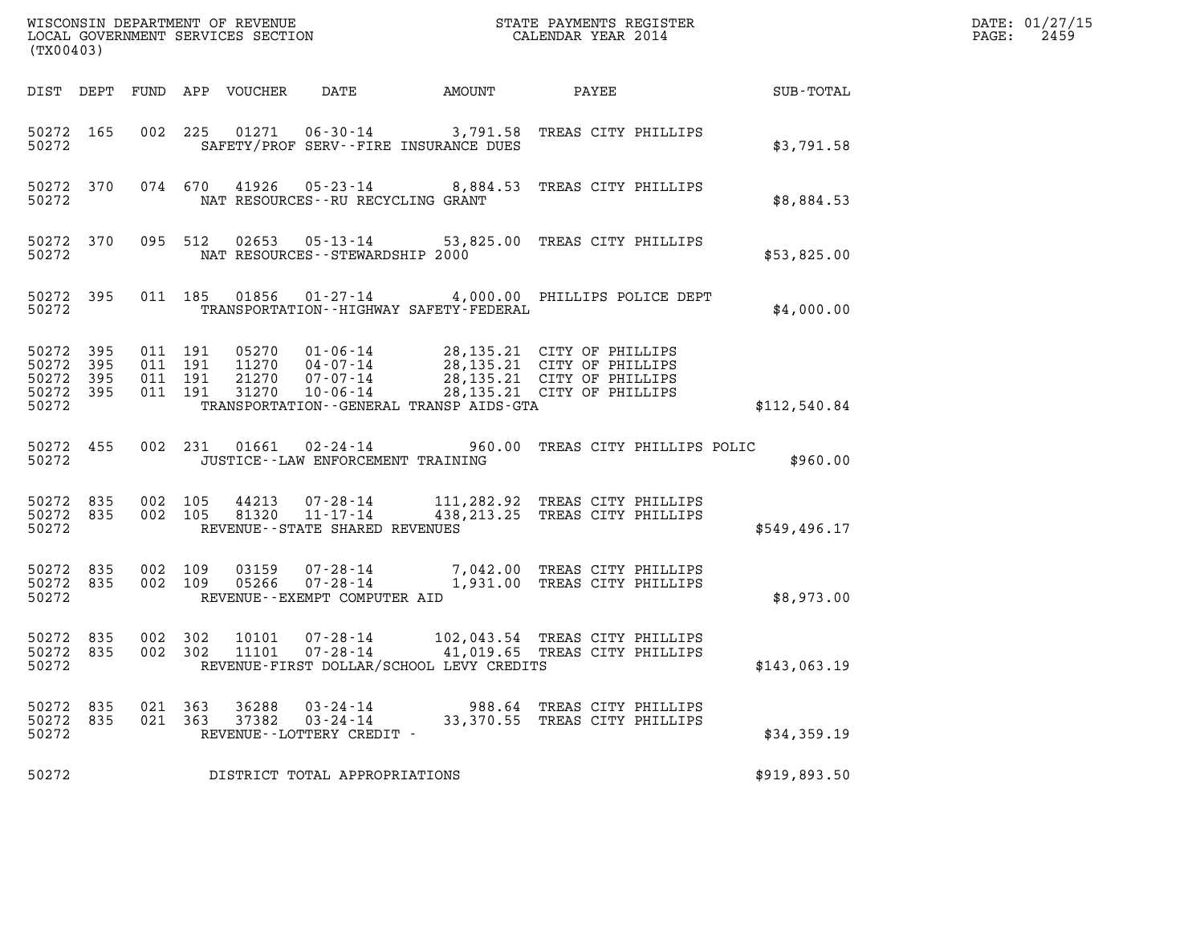WISCONSIN DEPARTMENT OF REVENUE
LOCAL GOVERNMENT SERVICES SECTION
(TX00403)

STATE PAYMENTS REGISTER
CALENDAR YEAR 2014

DATE: 01/27/15
PAGE: 2459

| DIST | DEPT | FUND | APP | VOUCHER | DATE | AMOUNT | PAYEE | SUB-TOTAL |
|---|---|---|---|---|---|---|---|---|
| 50272 | 165 | 002 | 225 | 01271 | 06-30-14 | 3,791.58 | TREAS CITY PHILLIPS | |
| 50272 | | | | | SAFETY/PROF SERV--FIRE INSURANCE DUES | | | $3,791.58 |
| 50272 | 370 | 074 | 670 | 41926 | 05-23-14 | 8,884.53 | TREAS CITY PHILLIPS | |
| 50272 | | | | | NAT RESOURCES--RU RECYCLING GRANT | | | $8,884.53 |
| 50272 | 370 | 095 | 512 | 02653 | 05-13-14 | 53,825.00 | TREAS CITY PHILLIPS | |
| 50272 | | | | | NAT RESOURCES--STEWARDSHIP 2000 | | | $53,825.00 |
| 50272 | 395 | 011 | 185 | 01856 | 01-27-14 | 4,000.00 | PHILLIPS POLICE DEPT | |
| 50272 | | | | | TRANSPORTATION--HIGHWAY SAFETY-FEDERAL | | | $4,000.00 |
| 50272 | 395 | 011 | 191 | 05270 | 01-06-14 | 28,135.21 | CITY OF PHILLIPS | |
| 50272 | 395 | 011 | 191 | 11270 | 04-07-14 | 28,135.21 | CITY OF PHILLIPS | |
| 50272 | 395 | 011 | 191 | 21270 | 07-07-14 | 28,135.21 | CITY OF PHILLIPS | |
| 50272 | 395 | 011 | 191 | 31270 | 10-06-14 | 28,135.21 | CITY OF PHILLIPS | |
| 50272 | | | | | TRANSPORTATION--GENERAL TRANSP AIDS-GTA | | | $112,540.84 |
| 50272 | 455 | 002 | 231 | 01661 | 02-24-14 | 960.00 | TREAS CITY PHILLIPS POLIC | |
| 50272 | | | | | JUSTICE--LAW ENFORCEMENT TRAINING | | | $960.00 |
| 50272 | 835 | 002 | 105 | 44213 | 07-28-14 | 111,282.92 | TREAS CITY PHILLIPS | |
| 50272 | 835 | 002 | 105 | 81320 | 11-17-14 | 438,213.25 | TREAS CITY PHILLIPS | |
| 50272 | | | | | REVENUE--STATE SHARED REVENUES | | | $549,496.17 |
| 50272 | 835 | 002 | 109 | 03159 | 07-28-14 | 7,042.00 | TREAS CITY PHILLIPS | |
| 50272 | 835 | 002 | 109 | 05266 | 07-28-14 | 1,931.00 | TREAS CITY PHILLIPS | |
| 50272 | | | | | REVENUE--EXEMPT COMPUTER AID | | | $8,973.00 |
| 50272 | 835 | 002 | 302 | 10101 | 07-28-14 | 102,043.54 | TREAS CITY PHILLIPS | |
| 50272 | 835 | 002 | 302 | 11101 | 07-28-14 | 41,019.65 | TREAS CITY PHILLIPS | |
| 50272 | | | | | REVENUE-FIRST DOLLAR/SCHOOL LEVY CREDITS | | | $143,063.19 |
| 50272 | 835 | 021 | 363 | 36288 | 03-24-14 | 988.64 | TREAS CITY PHILLIPS | |
| 50272 | 835 | 021 | 363 | 37382 | 03-24-14 | 33,370.55 | TREAS CITY PHILLIPS | |
| 50272 | | | | | REVENUE--LOTTERY CREDIT - | | | $34,359.19 |
| 50272 | | | | | DISTRICT TOTAL APPROPRIATIONS | | | $919,893.50 |